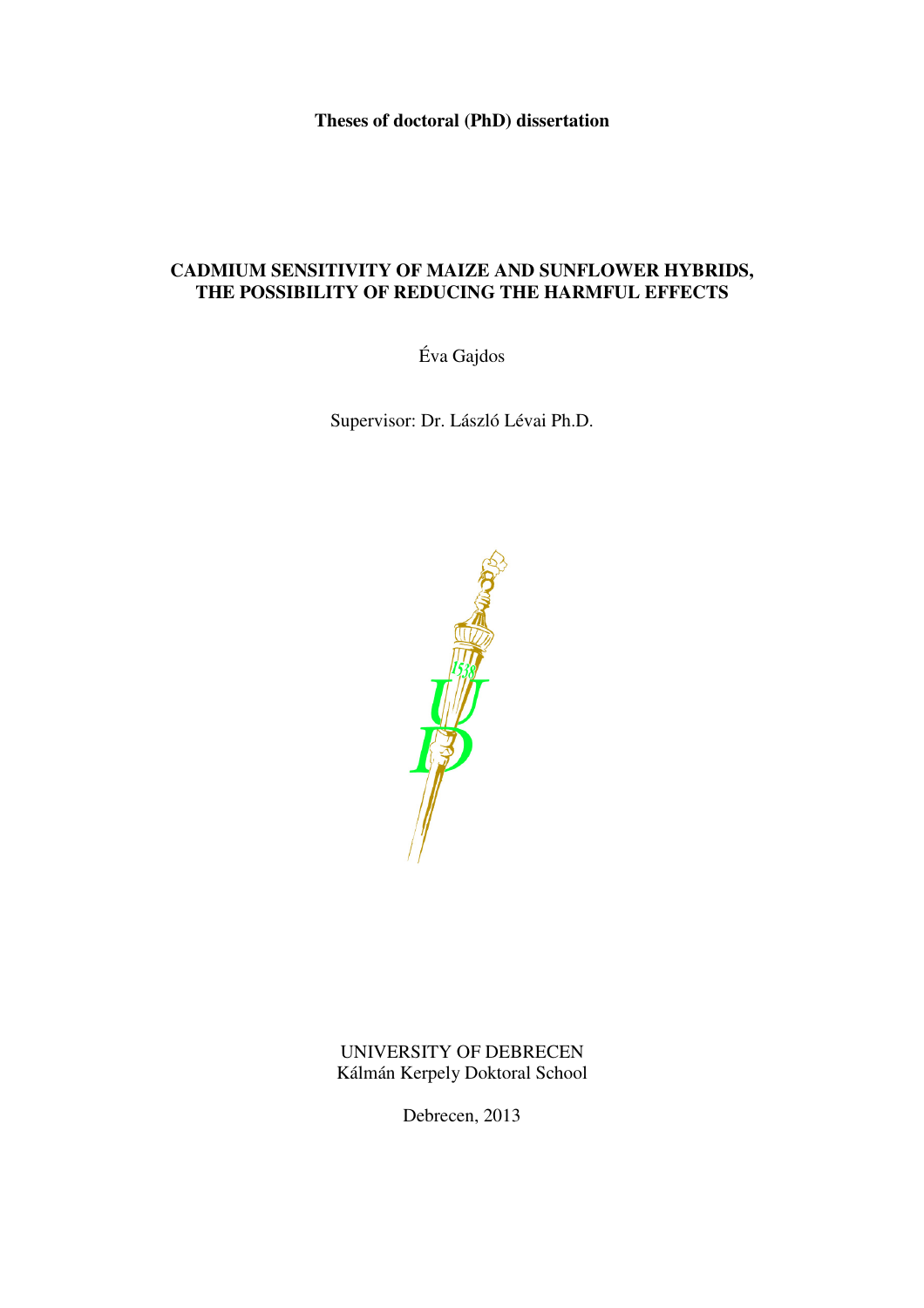**Theses of doctoral (PhD) dissertation**

# CADMIUM SENSITIVITY OF MAIZE AND SUNFLOWER HYBRIDS, THE POSSIBILITY OF REDUCING THE HARMFUL EFFECTS

Éva Gajdos

Supervisor: Dr. László Lévai Ph.D.

UNIVERSITY OF DEBRECEN
Kálmán Kerpely Doktoral School

Debrecen, 2013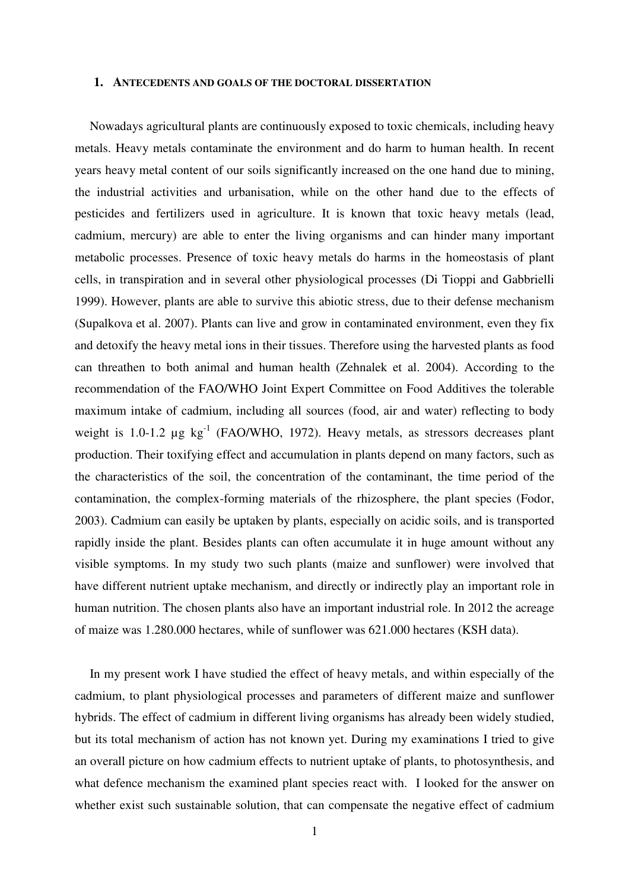## 1. ANTECEDENTS AND GOALS OF THE DOCTORAL DISSERTATION

Nowadays agricultural plants are continuously exposed to toxic chemicals, including heavy metals. Heavy metals contaminate the environment and do harm to human health. In recent years heavy metal content of our soils significantly increased on the one hand due to mining, the industrial activities and urbanisation, while on the other hand due to the effects of pesticides and fertilizers used in agriculture. It is known that toxic heavy metals (lead, cadmium, mercury) are able to enter the living organisms and can hinder many important metabolic processes. Presence of toxic heavy metals do harms in the homeostasis of plant cells, in transpiration and in several other physiological processes (Di Tioppi and Gabbrielli 1999). However, plants are able to survive this abiotic stress, due to their defense mechanism (Supalkova et al. 2007). Plants can live and grow in contaminated environment, even they fix and detoxify the heavy metal ions in their tissues. Therefore using the harvested plants as food can threathen to both animal and human health (Zehnalek et al. 2004). According to the recommendation of the FAO/WHO Joint Expert Committee on Food Additives the tolerable maximum intake of cadmium, including all sources (food, air and water) reflecting to body weight is 1.0-1.2 µg $kg^{-1}$ (FAO/WHO, 1972). Heavy metals, as stressors decreases plant production. Their toxifying effect and accumulation in plants depend on many factors, such as the characteristics of the soil, the concentration of the contaminant, the time period of the contamination, the complex-forming materials of the rhizosphere, the plant species (Fodor, 2003). Cadmium can easily be uptaken by plants, especially on acidic soils, and is transported rapidly inside the plant. Besides plants can often accumulate it in huge amount without any visible symptoms. In my study two such plants (maize and sunflower) were involved that have different nutrient uptake mechanism, and directly or indirectly play an important role in human nutrition. The chosen plants also have an important industrial role. In 2012 the acreage of maize was 1.280.000 hectares, while of sunflower was 621.000 hectares (KSH data).

In my present work I have studied the effect of heavy metals, and within especially of the cadmium, to plant physiological processes and parameters of different maize and sunflower hybrids. The effect of cadmium in different living organisms has already been widely studied, but its total mechanism of action has not known yet. During my examinations I tried to give an overall picture on how cadmium effects to nutrient uptake of plants, to photosynthesis, and what defence mechanism the examined plant species react with. I looked for the answer on whether exist such sustainable solution, that can compensate the negative effect of cadmium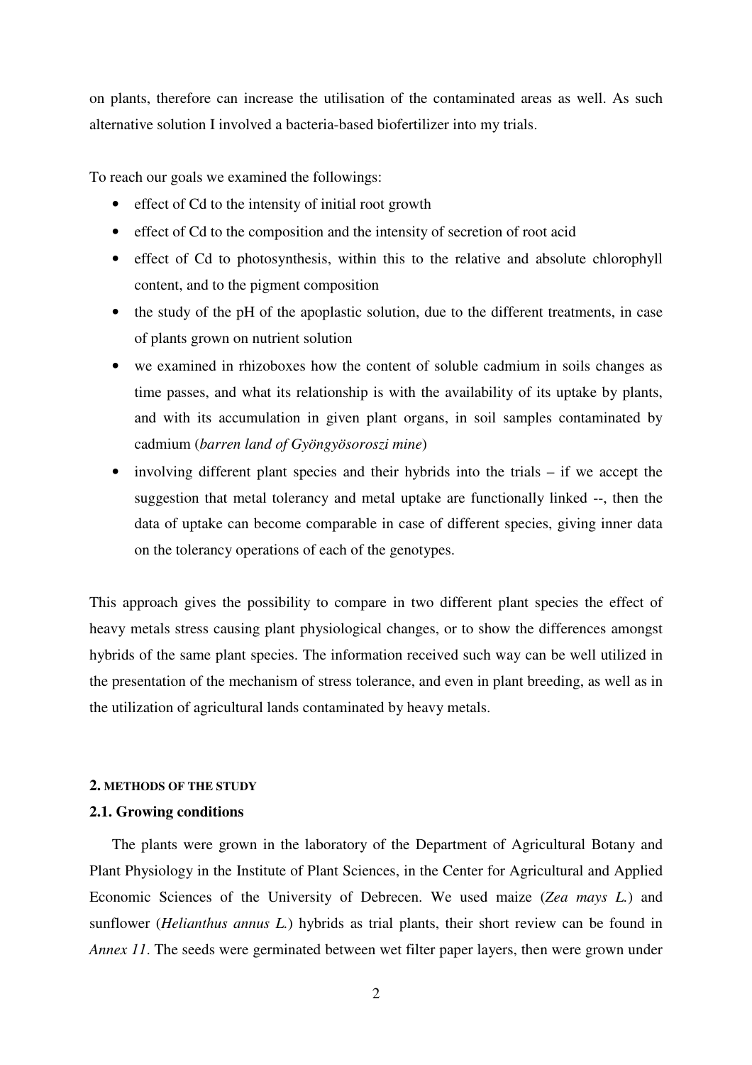on plants, therefore can increase the utilisation of the contaminated areas as well. As such alternative solution I involved a bacteria-based biofertilizer into my trials.

To reach our goals we examined the followings:

- effect of Cd to the intensity of initial root growth
- effect of Cd to the composition and the intensity of secretion of root acid
- effect of Cd to photosynthesis, within this to the relative and absolute chlorophyll content, and to the pigment composition
- the study of the pH of the apoplastic solution, due to the different treatments, in case of plants grown on nutrient solution
- we examined in rhizoboxes how the content of soluble cadmium in soils changes as time passes, and what its relationship is with the availability of its uptake by plants, and with its accumulation in given plant organs, in soil samples contaminated by cadmium (*barren land of Gyöngyösoroszi mine*)
- involving different plant species and their hybrids into the trials – if we accept the suggestion that metal tolerancy and metal uptake are functionally linked --, then the data of uptake can become comparable in case of different species, giving inner data on the tolerancy operations of each of the genotypes.

This approach gives the possibility to compare in two different plant species the effect of heavy metals stress causing plant physiological changes, or to show the differences amongst hybrids of the same plant species. The information received such way can be well utilized in the presentation of the mechanism of stress tolerance, and even in plant breeding, as well as in the utilization of agricultural lands contaminated by heavy metals.

## 2. METHODS OF THE STUDY

### 2.1. Growing conditions

The plants were grown in the laboratory of the Department of Agricultural Botany and Plant Physiology in the Institute of Plant Sciences, in the Center for Agricultural and Applied Economic Sciences of the University of Debrecen. We used maize (*Zea mays L.*) and sunflower (*Helianthus annus L.*) hybrids as trial plants, their short review can be found in *Annex 11*. The seeds were germinated between wet filter paper layers, then were grown under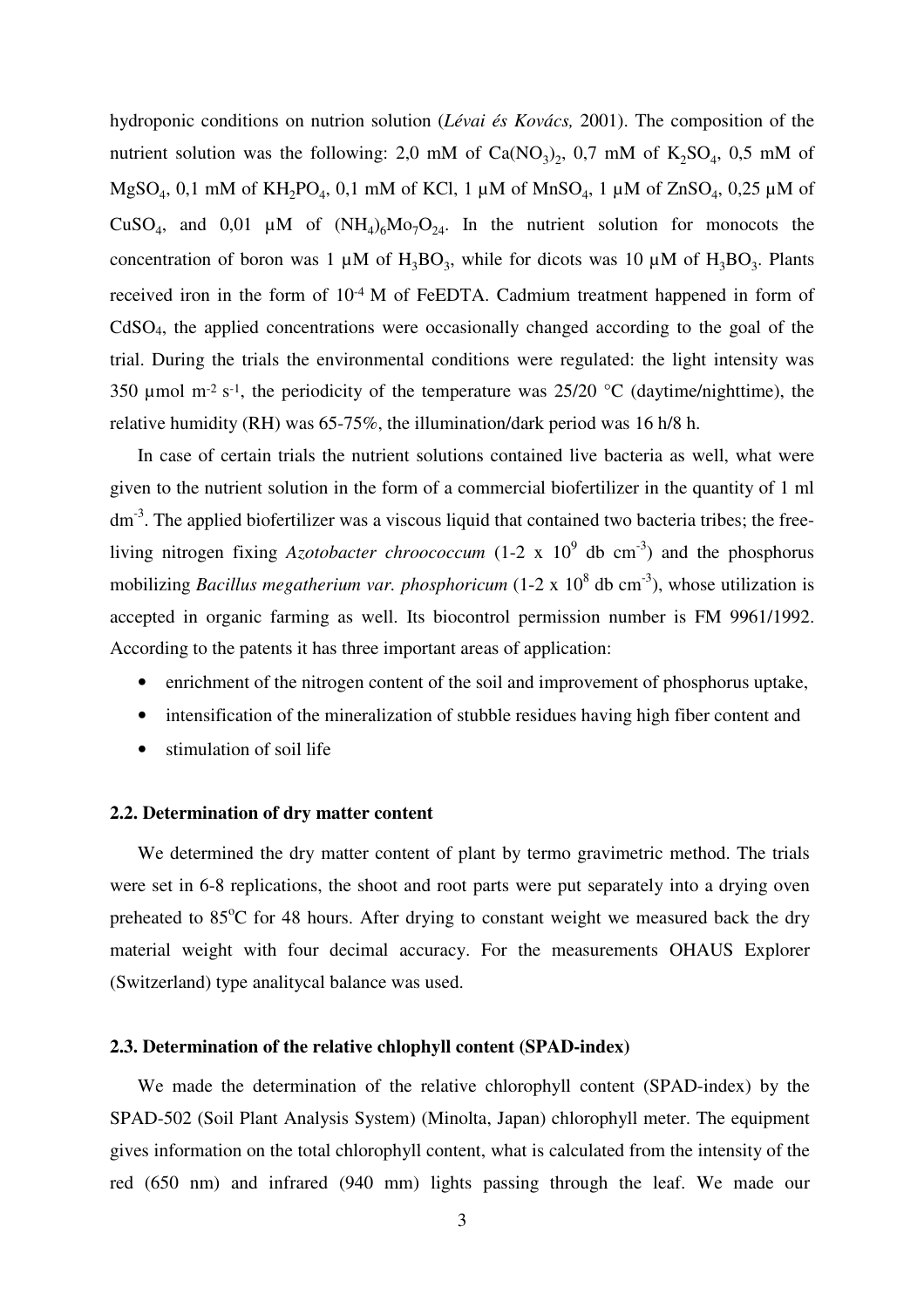hydroponic conditions on nutrion solution (*Lévai és Kovács,* 2001). The composition of the nutrient solution was the following: 2,0 mM of $Ca(NO_3)_2$, 0,7 mM of $K_2SO_4$, 0,5 mM of $MgSO_4$, 0,1 mM of $KH_2PO_4$, 0,1 mM of KCl, 1 µM of $MnSO_4$, 1 µM of $ZnSO_4$, 0,25 µM of $CuSO_4$, and 0,01 µM of $(NH_4)_6Mo_7O_{24}$. In the nutrient solution for monocots the concentration of boron was 1 µM of $H_3BO_3$, while for dicots was 10 µM of $H_3BO_3$. Plants received iron in the form of $10^{-4}$ M of FeEDTA. Cadmium treatment happened in form of $CdSO_4$, the applied concentrations were occasionally changed according to the goal of the trial. During the trials the environmental conditions were regulated: the light intensity was 350 µmol $m^{-2}$ $s^{-1}$, the periodicity of the temperature was 25/20 °C (daytime/nighttime), the relative humidity (RH) was 65-75%, the illumination/dark period was 16 h/8 h.

In case of certain trials the nutrient solutions contained live bacteria as well, what were given to the nutrient solution in the form of a commercial biofertilizer in the quantity of 1 ml $dm^{-3}$. The applied biofertilizer was a viscous liquid that contained two bacteria tribes; the free-living nitrogen fixing *Azotobacter chroococcum* (1-2 x $10^9$ db $cm^{-3}$) and the phosphorus mobilizing *Bacillus megatherium var. phosphoricum* (1-2 x $10^8$ db $cm^{-3}$), whose utilization is accepted in organic farming as well. Its biocontrol permission number is FM 9961/1992. According to the patents it has three important areas of application:

- enrichment of the nitrogen content of the soil and improvement of phosphorus uptake,
- intensification of the mineralization of stubble residues having high fiber content and
- stimulation of soil life

### 2.2. Determination of dry matter content

We determined the dry matter content of plant by termo gravimetric method. The trials were set in 6-8 replications, the shoot and root parts were put separately into a drying oven preheated to 85°C for 48 hours. After drying to constant weight we measured back the dry material weight with four decimal accuracy. For the measurements OHAUS Explorer (Switzerland) type analitycal balance was used.

### 2.3. Determination of the relative chlophyll content (SPAD-index)

We made the determination of the relative chlorophyll content (SPAD-index) by the SPAD-502 (Soil Plant Analysis System) (Minolta, Japan) chlorophyll meter. The equipment gives information on the total chlorophyll content, what is calculated from the intensity of the red (650 nm) and infrared (940 mm) lights passing through the leaf. We made our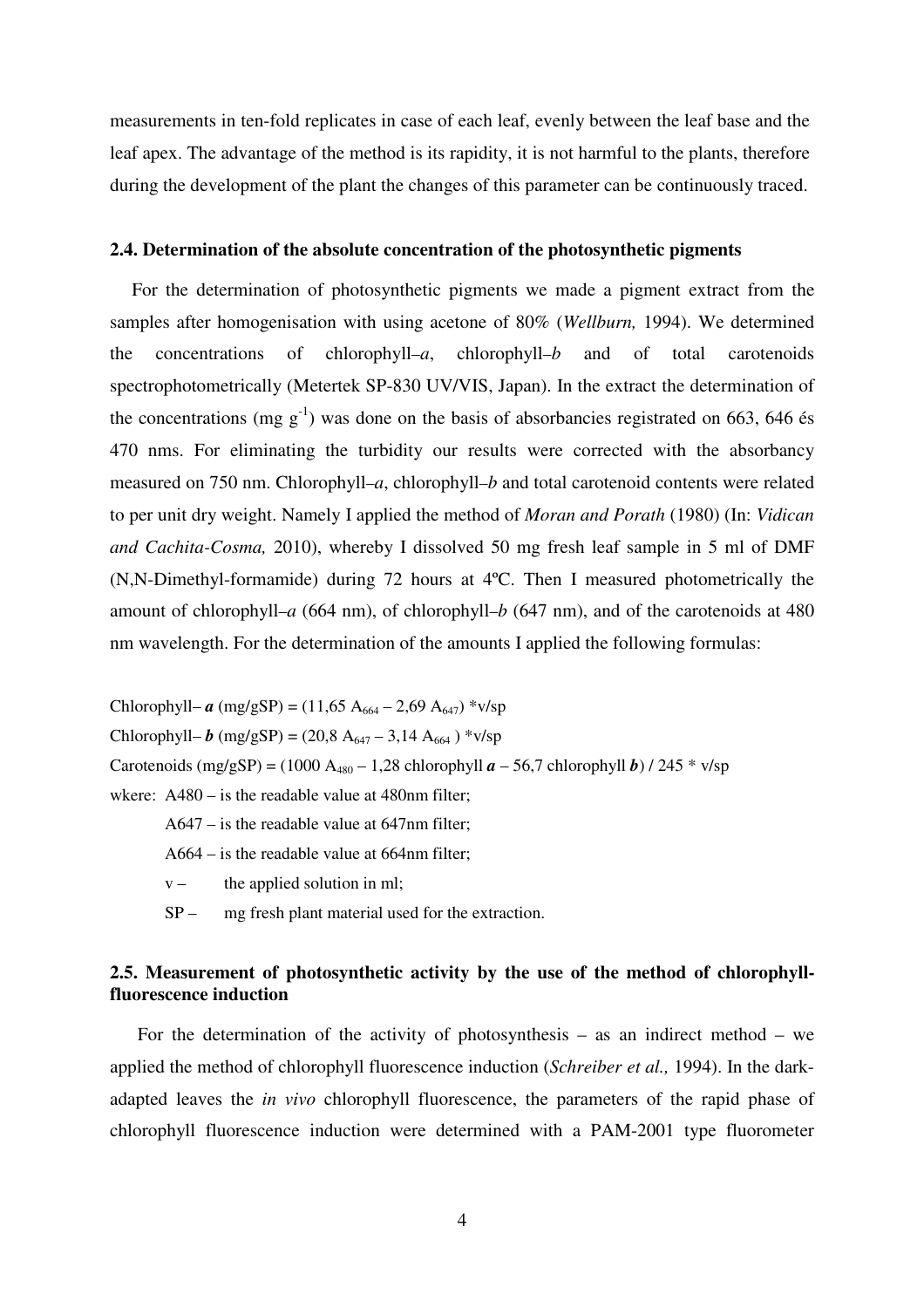measurements in ten-fold replicates in case of each leaf, evenly between the leaf base and the leaf apex. The advantage of the method is its rapidity, it is not harmful to the plants, therefore during the development of the plant the changes of this parameter can be continuously traced.

### 2.4. Determination of the absolute concentration of the photosynthetic pigments

For the determination of photosynthetic pigments we made a pigment extract from the samples after homogenisation with using acetone of 80% (*Wellburn,* 1994). We determined the concentrations of chlorophyll–*a*, chlorophyll–*b* and of total carotenoids spectrophotometrically (Metertek SP-830 UV/VIS, Japan). In the extract the determination of the concentrations (mg $g^{-1}$) was done on the basis of absorbancies registrated on 663, 646 és 470 nms. For eliminating the turbidity our results were corrected with the absorbancy measured on 750 nm. Chlorophyll–*a*, chlorophyll–*b* and total carotenoid contents were related to per unit dry weight. Namely I applied the method of *Moran and Porath* (1980) (In: *Vidican and Cachita-Cosma,* 2010), whereby I dissolved 50 mg fresh leaf sample in 5 ml of DMF (N,N-Dimethyl-formamide) during 72 hours at 4ºC. Then I measured photometrically the amount of chlorophyll–*a* (664 nm), of chlorophyll–*b* (647 nm), and of the carotenoids at 480 nm wavelength. For the determination of the amounts I applied the following formulas:

Chlorophyll– ***a*** (mg/gSP) = $(11{,}65\ A_{664} - 2{,}69\ A_{647})$ *v/sp

Chlorophyll– ***b*** (mg/gSP) = $(20{,}8\ A_{647} - 3{,}14\ A_{664})$ *v/sp

Carotenoids (mg/gSP) = $(1000\ A_{480} - 1{,}28$ chlorophyll ***a*** – 56,7 chlorophyll ***b***) / 245 * v/sp

wkere: A480 – is the readable value at 480nm filter;

A647 – is the readable value at 647nm filter;

A664 – is the readable value at 664nm filter;

v – the applied solution in ml;

SP – mg fresh plant material used for the extraction.

### 2.5. Measurement of photosynthetic activity by the use of the method of chlorophyll-fluorescence induction

For the determination of the activity of photosynthesis – as an indirect method – we applied the method of chlorophyll fluorescence induction (*Schreiber et al.,* 1994). In the dark-adapted leaves the *in vivo* chlorophyll fluorescence, the parameters of the rapid phase of chlorophyll fluorescence induction were determined with a PAM-2001 type fluorometer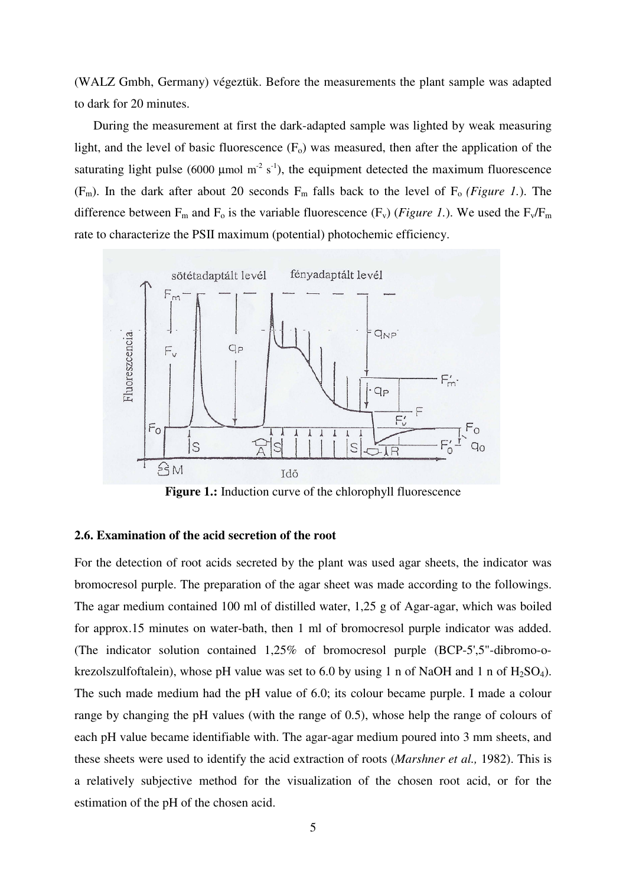(WALZ Gmbh, Germany) végeztük. Before the measurements the plant sample was adapted to dark for 20 minutes.

During the measurement at first the dark-adapted sample was lighted by weak measuring light, and the level of basic fluorescence ($F_o$) was measured, then after the application of the saturating light pulse (6000 μmol $m^{-2}$ $s^{-1}$), the equipment detected the maximum fluorescence ($F_m$). In the dark after about 20 seconds $F_m$ falls back to the level of $F_o$ *(Figure 1.)*. The difference between $F_m$ and $F_o$ is the variable fluorescence ($F_v$) (*Figure 1.*). We used the $F_v/F_m$ rate to characterize the PSII maximum (potential) photochemic efficiency.

**Figure 1.:** Induction curve of the chlorophyll fluorescence

### 2.6. Examination of the acid secretion of the root

For the detection of root acids secreted by the plant was used agar sheets, the indicator was bromocresol purple. The preparation of the agar sheet was made according to the followings. The agar medium contained 100 ml of distilled water, 1,25 g of Agar-agar, which was boiled for approx.15 minutes on water-bath, then 1 ml of bromocresol purple indicator was added. (The indicator solution contained 1,25% of bromocresol purple (BCP-5',5"-dibromo-o-krezolszulfoftalein), whose pH value was set to 6.0 by using 1 n of NaOH and 1 n of $H_2SO_4$). The such made medium had the pH value of 6.0; its colour became purple. I made a colour range by changing the pH values (with the range of 0.5), whose help the range of colours of each pH value became identifiable with. The agar-agar medium poured into 3 mm sheets, and these sheets were used to identify the acid extraction of roots (*Marshner et al.,* 1982). This is a relatively subjective method for the visualization of the chosen root acid, or for the estimation of the pH of the chosen acid.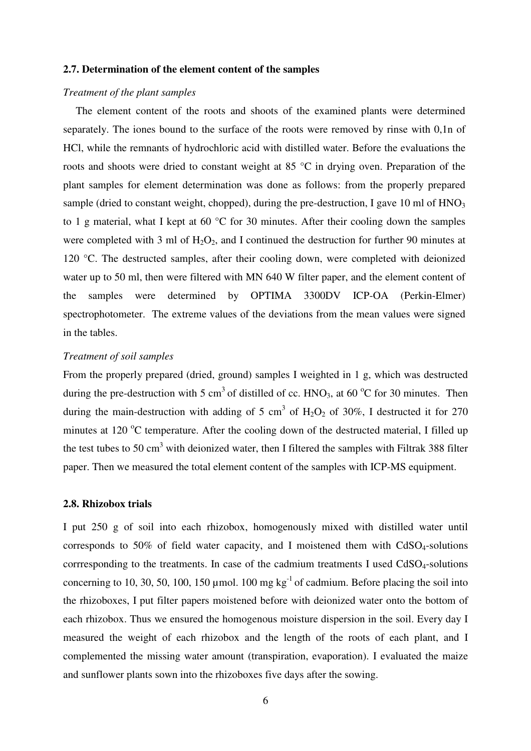### 2.7. Determination of the element content of the samples

*Treatment of the plant samples*

The element content of the roots and shoots of the examined plants were determined separately. The iones bound to the surface of the roots were removed by rinse with 0,1n of HCl, while the remnants of hydrochloric acid with distilled water. Before the evaluations the roots and shoots were dried to constant weight at 85 °C in drying oven. Preparation of the plant samples for element determination was done as follows: from the properly prepared sample (dried to constant weight, chopped), during the pre-destruction, I gave 10 ml of $HNO_3$ to 1 g material, what I kept at 60 °C for 30 minutes. After their cooling down the samples were completed with 3 ml of $H_2O_2$, and I continued the destruction for further 90 minutes at 120 °C. The destructed samples, after their cooling down, were completed with deionized water up to 50 ml, then were filtered with MN 640 W filter paper, and the element content of the samples were determined by OPTIMA 3300DV ICP-OA (Perkin-Elmer) spectrophotometer. The extreme values of the deviations from the mean values were signed in the tables.

*Treatment of soil samples*

From the properly prepared (dried, ground) samples I weighted in 1 g, which was destructed during the pre-destruction with 5 $cm^3$ of distilled of cc. $HNO_3$, at 60 °C for 30 minutes. Then during the main-destruction with adding of 5 $cm^3$ of $H_2O_2$ of 30%, I destructed it for 270 minutes at 120 °C temperature. After the cooling down of the destructed material, I filled up the test tubes to 50 $cm^3$ with deionized water, then I filtered the samples with Filtrak 388 filter paper. Then we measured the total element content of the samples with ICP-MS equipment.

### 2.8. Rhizobox trials

I put 250 g of soil into each rhizobox, homogenously mixed with distilled water until corresponds to 50% of field water capacity, and I moistened them with $CdSO_4$-solutions corrresponding to the treatments. In case of the cadmium treatments I used $CdSO_4$-solutions concerning to 10, 30, 50, 100, 150 µmol. 100 mg $kg^{-1}$ of cadmium. Before placing the soil into the rhizoboxes, I put filter papers moistened before with deionized water onto the bottom of each rhizobox. Thus we ensured the homogenous moisture dispersion in the soil. Every day I measured the weight of each rhizobox and the length of the roots of each plant, and I complemented the missing water amount (transpiration, evaporation). I evaluated the maize and sunflower plants sown into the rhizoboxes five days after the sowing.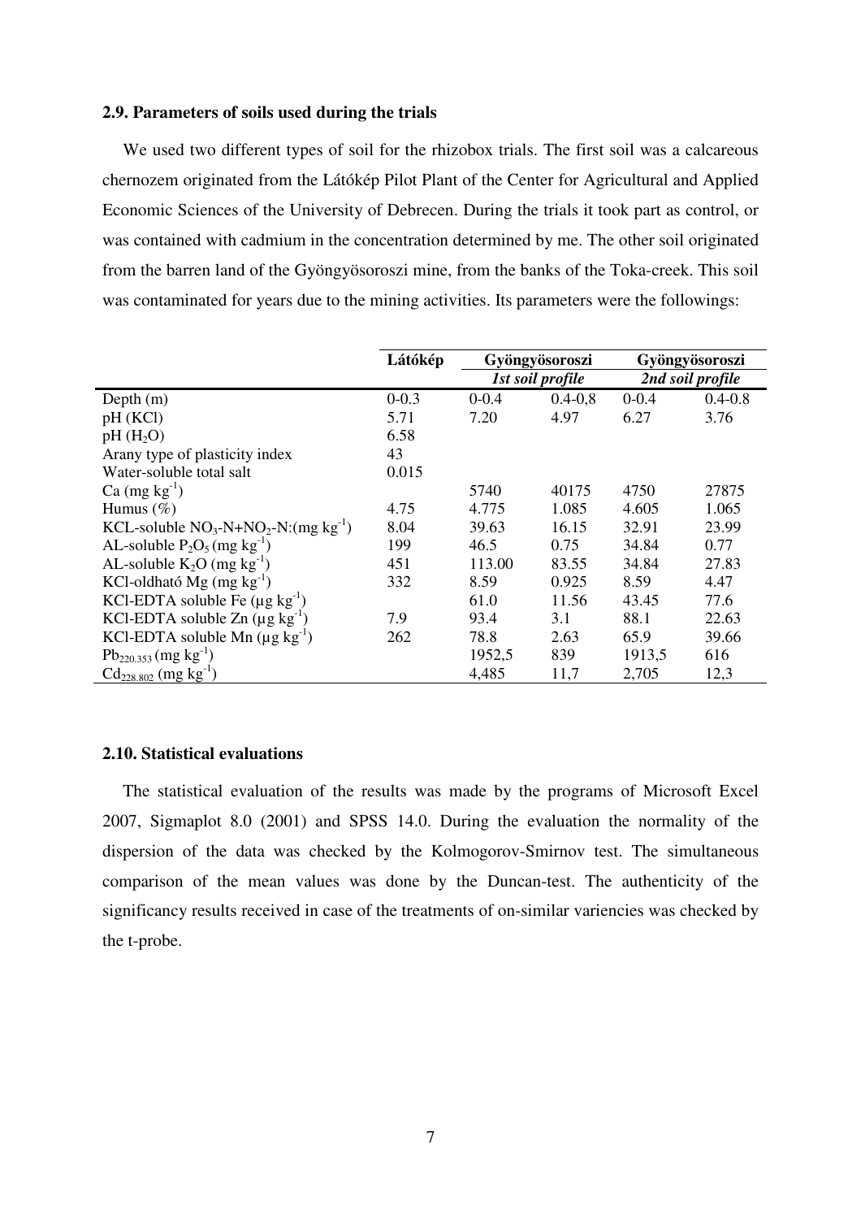### 2.9. Parameters of soils used during the trials

We used two different types of soil for the rhizobox trials. The first soil was a calcareous chernozem originated from the Látókép Pilot Plant of the Center for Agricultural and Applied Economic Sciences of the University of Debrecen. During the trials it took part as control, or was contained with cadmium in the concentration determined by me. The other soil originated from the barren land of the Gyöngyösoroszi mine, from the banks of the Toka-creek. This soil was contaminated for years due to the mining activities. Its parameters were the followings:

| | Látókép | Gyöngyösoroszi | | Gyöngyösoroszi | |
|---|---|---|---|---|---|
| | | *1st soil profile* | | *2nd soil profile* | |
| Depth (m) | 0-0.3 | 0-0.4 | 0.4-0,8 | 0-0.4 | 0.4-0.8 |
| pH (KCl) | 5.71 | 7.20 | 4.97 | 6.27 | 3.76 |
| pH ($H_2O$) | 6.58 | | | | |
| Arany type of plasticity index | 43 | | | | |
| Water-soluble total salt | 0.015 | | | | |
| Ca (mg $kg^{-1}$) | | 5740 | 40175 | 4750 | 27875 |
| Humus (%) | 4.75 | 4.775 | 1.085 | 4.605 | 1.065 |
| KCL-soluble $NO_3$-N+$NO_2$-N:(mg $kg^{-1}$) | 8.04 | 39.63 | 16.15 | 32.91 | 23.99 |
| AL-soluble $P_2O_5$ (mg $kg^{-1}$) | 199 | 46.5 | 0.75 | 34.84 | 0.77 |
| AL-soluble $K_2O$ (mg $kg^{-1}$) | 451 | 113.00 | 83.55 | 34.84 | 27.83 |
| KCl-oldható Mg (mg $kg^{-1}$) | 332 | 8.59 | 0.925 | 8.59 | 4.47 |
| KCl-EDTA soluble Fe (µg $kg^{-1}$) | | 61.0 | 11.56 | 43.45 | 77.6 |
| KCl-EDTA soluble Zn (µg $kg^{-1}$) | 7.9 | 93.4 | 3.1 | 88.1 | 22.63 |
| KCl-EDTA soluble Mn (µg $kg^{-1}$) | 262 | 78.8 | 2.63 | 65.9 | 39.66 |
| $Pb_{220.353}$ (mg $kg^{-1}$) | | 1952,5 | 839 | 1913,5 | 616 |
| $Cd_{228.802}$ (mg $kg^{-1}$) | | 4,485 | 11,7 | 2,705 | 12,3 |

### 2.10. Statistical evaluations

The statistical evaluation of the results was made by the programs of Microsoft Excel 2007, Sigmaplot 8.0 (2001) and SPSS 14.0. During the evaluation the normality of the dispersion of the data was checked by the Kolmogorov-Smirnov test. The simultaneous comparison of the mean values was done by the Duncan-test. The authenticity of the significancy results received in case of the treatments of on-similar variencies was checked by the t-probe.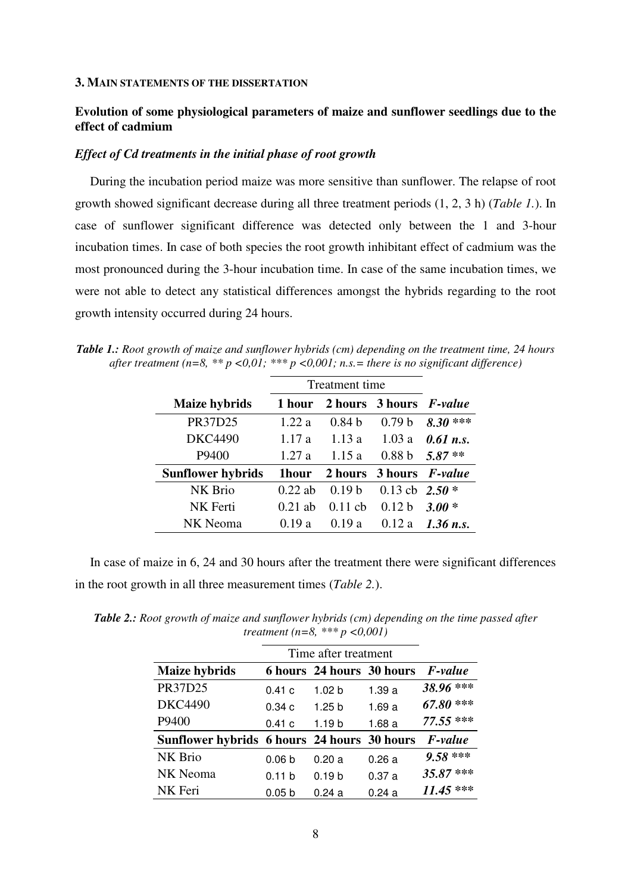### 3. Main statements of the dissertation

### Evolution of some physiological parameters of maize and sunflower seedlings due to the effect of cadmium

#### *Effect of Cd treatments in the initial phase of root growth*

During the incubation period maize was more sensitive than sunflower. The relapse of root growth showed significant decrease during all three treatment periods (1, 2, 3 h) (*Table 1.*). In case of sunflower significant difference was detected only between the 1 and 3-hour incubation times. In case of both species the root growth inhibitant effect of cadmium was the most pronounced during the 3-hour incubation time. In case of the same incubation times, we were not able to detect any statistical differences amongst the hybrids regarding to the root growth intensity occurred during 24 hours.

***Table 1.:*** *Root growth of maize and sunflower hybrids (cm) depending on the treatment time, 24 hours after treatment (n=8, ** p <0,01; *** p <0,001; n.s.= there is no significant difference)*

| | Treatment time | | | |
|---|---|---|---|---|
| **Maize hybrids** | **1 hour** | **2 hours** | **3 hours** | ***F-value*** |
| PR37D25 | 1.22 a | 0.84 b | 0.79 b | ***8.30 **** |
| DKC4490 | 1.17 a | 1.13 a | 1.03 a | ***0.61 n.s.*** |
| P9400 | 1.27 a | 1.15 a | 0.88 b | ***5.87 ***** |
| **Sunflower hybrids** | **1hour** | **2 hours** | **3 hours** | ***F-value*** |
| NK Brio | 0.22 ab | 0.19 b | 0.13 cb | ***2.50 **** |
| NK Ferti | 0.21 ab | 0.11 cb | 0.12 b | ***3.00 **** |
| NK Neoma | 0.19 a | 0.19 a | 0.12 a | ***1.36 n.s.*** |

In case of maize in 6, 24 and 30 hours after the treatment there were significant differences in the root growth in all three measurement times (*Table 2.*).

***Table 2.:*** *Root growth of maize and sunflower hybrids (cm) depending on the time passed after treatment (n=8, *** p <0,001)*

| | Time after treatment | | | |
|---|---|---|---|---|
| **Maize hybrids** | **6 hours** | **24 hours** | **30 hours** | ***F-value*** |
| PR37D25 | 0.41 c | 1.02 b | 1.39 a | ***38.96 ***** |
| DKC4490 | 0.34 c | 1.25 b | 1.69 a | ***67.80 ***** |
| P9400 | 0.41 c | 1.19 b | 1.68 a | ***77.55 ***** |
| **Sunflower hybrids** | **6 hours** | **24 hours** | **30 hours** | ***F-value*** |
| NK Brio | 0.06 b | 0.20 a | 0.26 a | ***9.58 ***** |
| NK Neoma | 0.11 b | 0.19 b | 0.37 a | ***35.87 ***** |
| NK Feri | 0.05 b | 0.24 a | 0.24 a | ***11.45 ***** |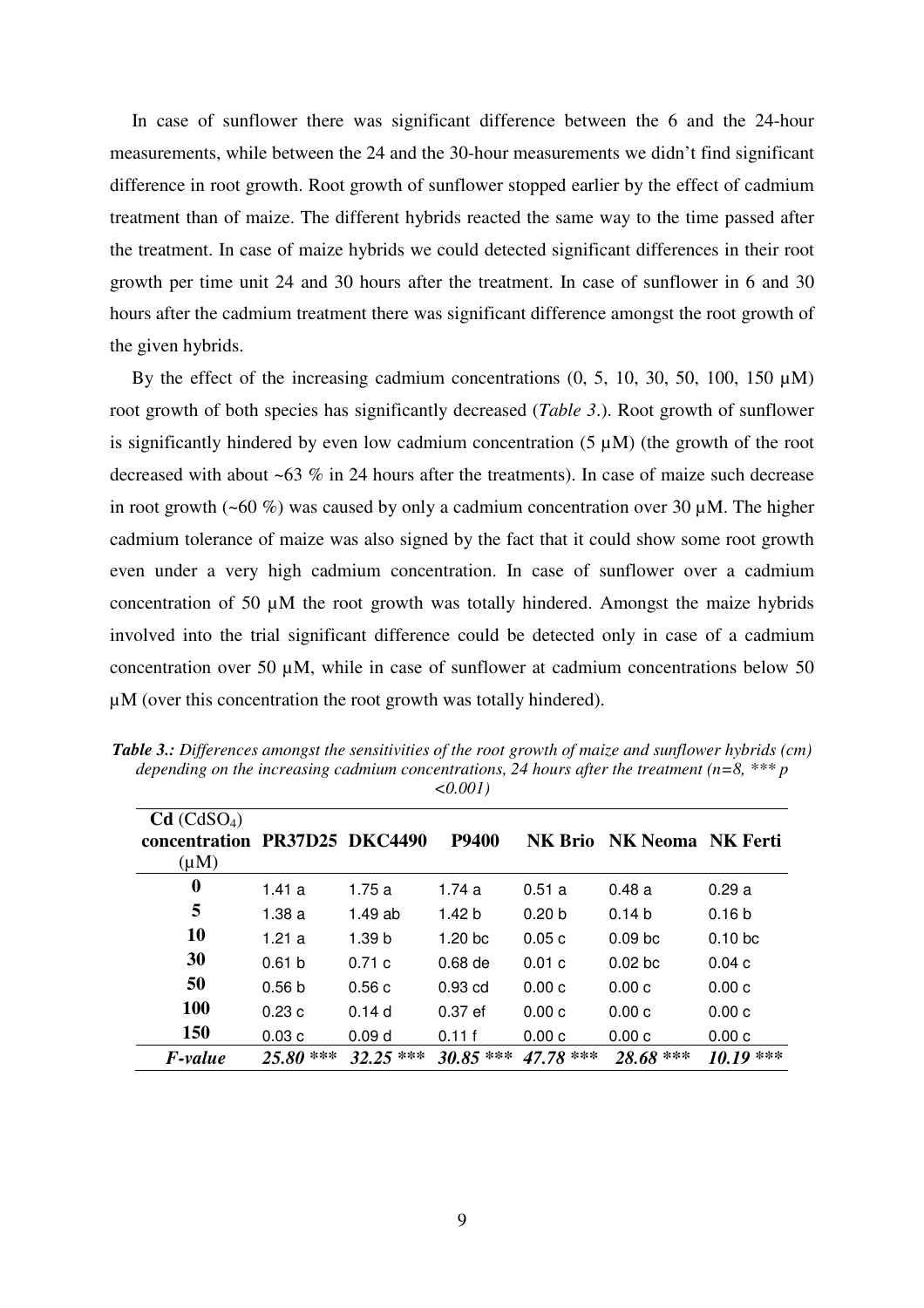In case of sunflower there was significant difference between the 6 and the 24-hour measurements, while between the 24 and the 30-hour measurements we didn't find significant difference in root growth. Root growth of sunflower stopped earlier by the effect of cadmium treatment than of maize. The different hybrids reacted the same way to the time passed after the treatment. In case of maize hybrids we could detected significant differences in their root growth per time unit 24 and 30 hours after the treatment. In case of sunflower in 6 and 30 hours after the cadmium treatment there was significant difference amongst the root growth of the given hybrids.

By the effect of the increasing cadmium concentrations (0, 5, 10, 30, 50, 100, 150 µM) root growth of both species has significantly decreased (*Table 3*.). Root growth of sunflower is significantly hindered by even low cadmium concentration (5 µM) (the growth of the root decreased with about ~63 % in 24 hours after the treatments). In case of maize such decrease in root growth (~60 %) was caused by only a cadmium concentration over 30 µM. The higher cadmium tolerance of maize was also signed by the fact that it could show some root growth even under a very high cadmium concentration. In case of sunflower over a cadmium concentration of 50 µM the root growth was totally hindered. Amongst the maize hybrids involved into the trial significant difference could be detected only in case of a cadmium concentration over 50 µM, while in case of sunflower at cadmium concentrations below 50 µM (over this concentration the root growth was totally hindered).

***Table 3.:*** *Differences amongst the sensitivities of the root growth of maize and sunflower hybrids (cm) depending on the increasing cadmium concentrations, 24 hours after the treatment (n=8, \*\*\* p <0.001)*

| **Cd** ($CdSO_4$) **concentration** (µM) | **PR37D25** | **DKC4490** | **P9400** | **NK Brio** | **NK Neoma** | **NK Ferti** |
|---|---|---|---|---|---|---|
| **0** | 1.41 a | 1.75 a | 1.74 a | 0.51 a | 0.48 a | 0.29 a |
| **5** | 1.38 a | 1.49 ab | 1.42 b | 0.20 b | 0.14 b | 0.16 b |
| **10** | 1.21 a | 1.39 b | 1.20 bc | 0.05 c | 0.09 bc | 0.10 bc |
| **30** | 0.61 b | 0.71 c | 0.68 de | 0.01 c | 0.02 bc | 0.04 c |
| **50** | 0.56 b | 0.56 c | 0.93 cd | 0.00 c | 0.00 c | 0.00 c |
| **100** | 0.23 c | 0.14 d | 0.37 ef | 0.00 c | 0.00 c | 0.00 c |
| **150** | 0.03 c | 0.09 d | 0.11 f | 0.00 c | 0.00 c | 0.00 c |
| ***F-value*** | ***25.80 \*\*\**** | ***32.25 \*\*\**** | ***30.85 \*\*\**** | ***47.78 \*\*\**** | ***28.68 \*\*\**** | ***10.19 \*\*\**** |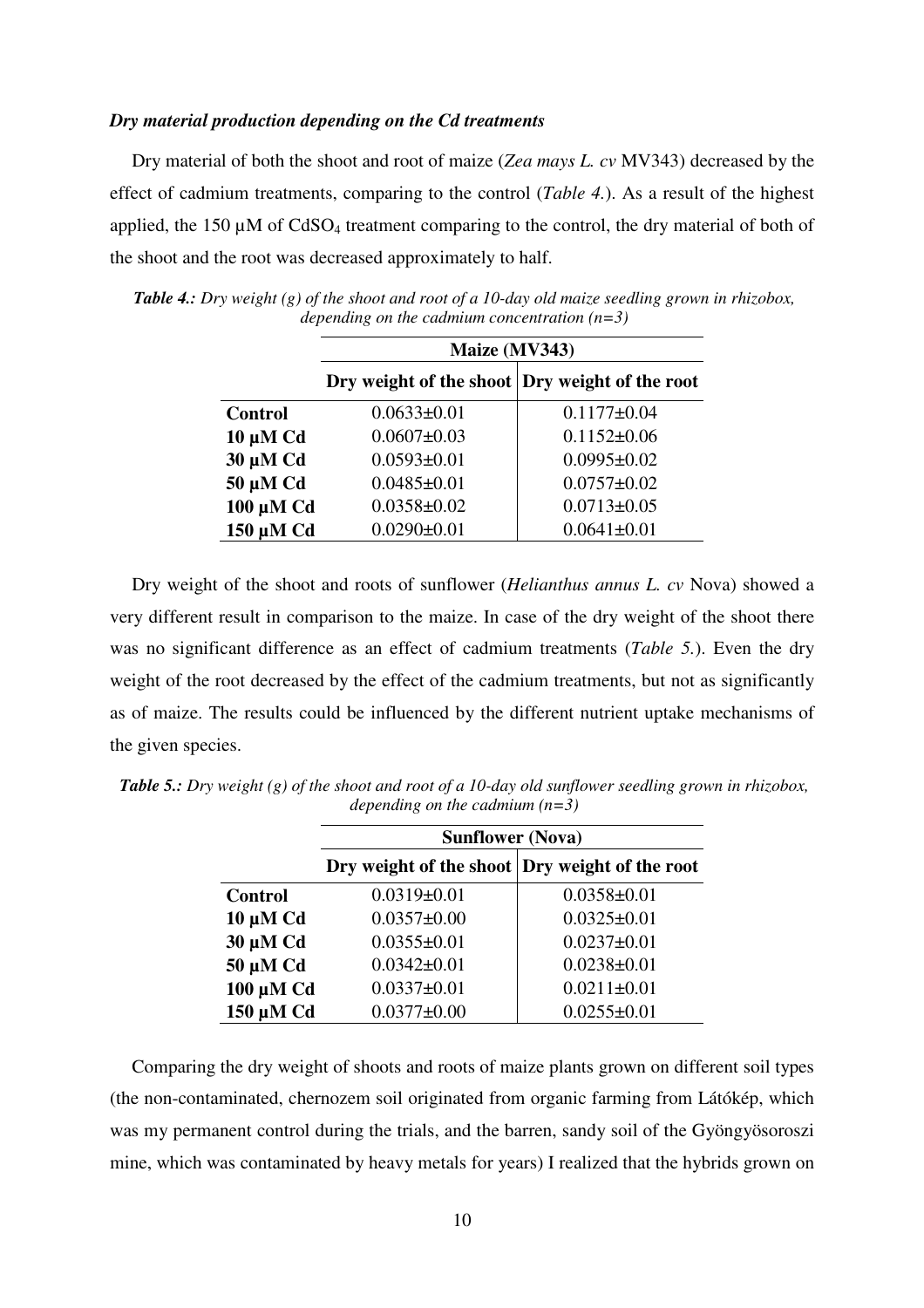***Dry material production depending on the Cd treatments***

Dry material of both the shoot and root of maize (*Zea mays L. cv* MV343) decreased by the effect of cadmium treatments, comparing to the control (*Table 4.*). As a result of the highest applied, the 150 µM of $CdSO_4$ treatment comparing to the control, the dry material of both of the shoot and the root was decreased approximately to half.

***Table 4.:*** *Dry weight (g) of the shoot and root of a 10-day old maize seedling grown in rhizobox, depending on the cadmium concentration (n=3)*

| | **Maize (MV343)** | |
|---|---|---|
| | **Dry weight of the shoot** | **Dry weight of the root** |
| **Control** | 0.0633±0.01 | 0.1177±0.04 |
| **10 µM Cd** | 0.0607±0.03 | 0.1152±0.06 |
| **30 µM Cd** | 0.0593±0.01 | 0.0995±0.02 |
| **50 µM Cd** | 0.0485±0.01 | 0.0757±0.02 |
| **100 µM Cd** | 0.0358±0.02 | 0.0713±0.05 |
| **150 µM Cd** | 0.0290±0.01 | 0.0641±0.01 |

Dry weight of the shoot and roots of sunflower (*Helianthus annus L. cv* Nova) showed a very different result in comparison to the maize. In case of the dry weight of the shoot there was no significant difference as an effect of cadmium treatments (*Table 5.*). Even the dry weight of the root decreased by the effect of the cadmium treatments, but not as significantly as of maize. The results could be influenced by the different nutrient uptake mechanisms of the given species.

***Table 5.:*** *Dry weight (g) of the shoot and root of a 10-day old sunflower seedling grown in rhizobox, depending on the cadmium (n=3)*

| | **Sunflower (Nova)** | |
|---|---|---|
| | **Dry weight of the shoot** | **Dry weight of the root** |
| **Control** | 0.0319±0.01 | 0.0358±0.01 |
| **10 µM Cd** | 0.0357±0.00 | 0.0325±0.01 |
| **30 µM Cd** | 0.0355±0.01 | 0.0237±0.01 |
| **50 µM Cd** | 0.0342±0.01 | 0.0238±0.01 |
| **100 µM Cd** | 0.0337±0.01 | 0.0211±0.01 |
| **150 µM Cd** | 0.0377±0.00 | 0.0255±0.01 |

Comparing the dry weight of shoots and roots of maize plants grown on different soil types (the non-contaminated, chernozem soil originated from organic farming from Látókép, which was my permanent control during the trials, and the barren, sandy soil of the Gyöngyösoroszi mine, which was contaminated by heavy metals for years) I realized that the hybrids grown on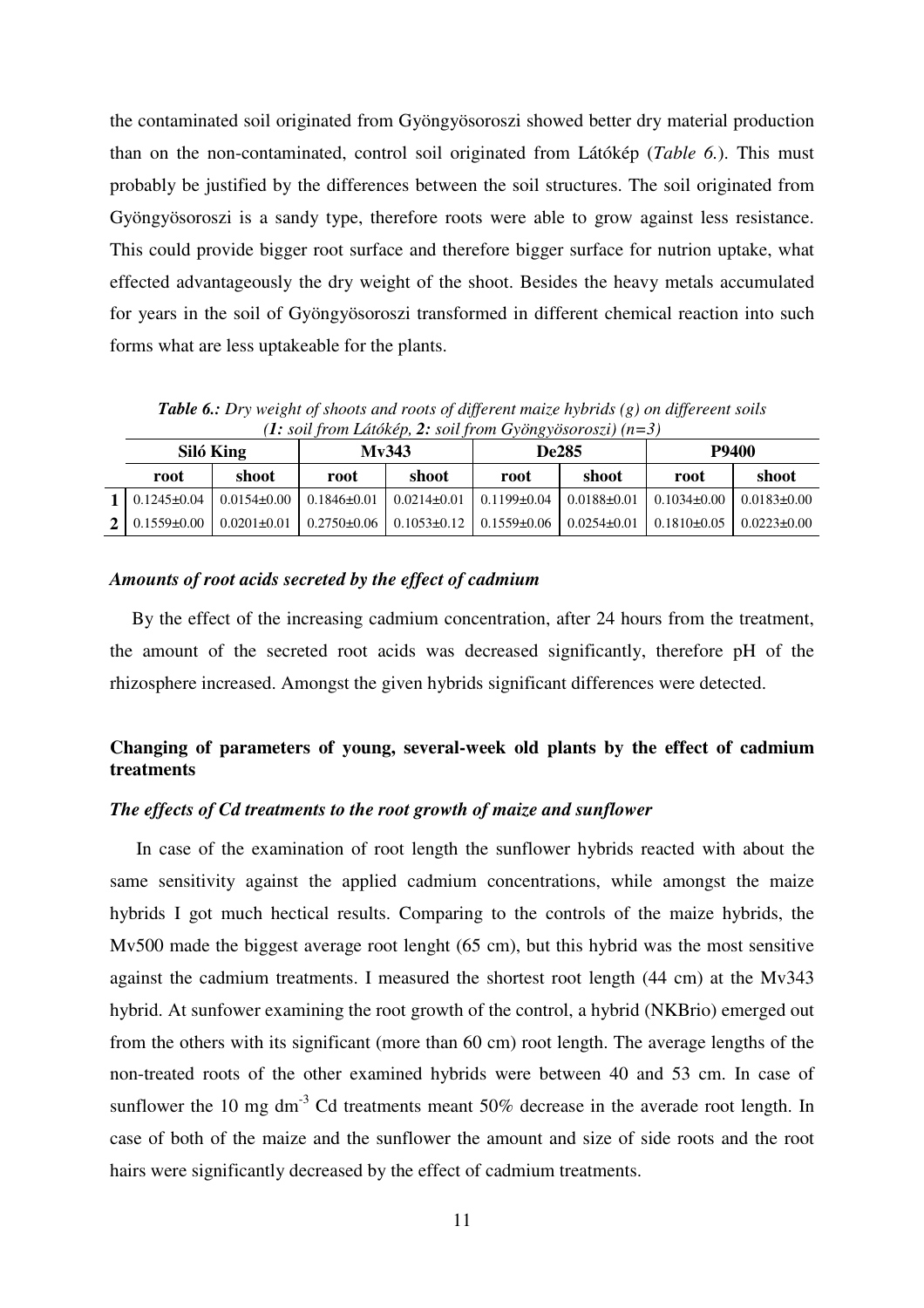the contaminated soil originated from Gyöngyösoroszi showed better dry material production than on the non-contaminated, control soil originated from Látókép (*Table 6.*). This must probably be justified by the differences between the soil structures. The soil originated from Gyöngyösoroszi is a sandy type, therefore roots were able to grow against less resistance. This could provide bigger root surface and therefore bigger surface for nutrion uptake, what effected advantageously the dry weight of the shoot. Besides the heavy metals accumulated for years in the soil of Gyöngyösoroszi transformed in different chemical reaction into such forms what are less uptakeable for the plants.

***Table 6.:*** *Dry weight of shoots and roots of different maize hybrids (g) on differeent soils (**1:** soil from Látókép, **2:** soil from Gyöngyösoroszi) (n=3)*

| | **Siló King** | | **Mv343** | | **De285** | | **P9400** | |
|---|---|---|---|---|---|---|---|---|
| | **root** | **shoot** | **root** | **shoot** | **root** | **shoot** | **root** | **shoot** |
| **1** | 0.1245±0.04 | 0.0154±0.00 | 0.1846±0.01 | 0.0214±0.01 | 0.1199±0.04 | 0.0188±0.01 | 0.1034±0.00 | 0.0183±0.00 |
| **2** | 0.1559±0.00 | 0.0201±0.01 | 0.2750±0.06 | 0.1053±0.12 | 0.1559±0.06 | 0.0254±0.01 | 0.1810±0.05 | 0.0223±0.00 |

### *Amounts of root acids secreted by the effect of cadmium*

By the effect of the increasing cadmium concentration, after 24 hours from the treatment, the amount of the secreted root acids was decreased significantly, therefore pH of the rhizosphere increased. Amongst the given hybrids significant differences were detected.

## Changing of parameters of young, several-week old plants by the effect of cadmium treatments

### *The effects of Cd treatments to the root growth of maize and sunflower*

In case of the examination of root length the sunflower hybrids reacted with about the same sensitivity against the applied cadmium concentrations, while amongst the maize hybrids I got much hectical results. Comparing to the controls of the maize hybrids, the Mv500 made the biggest average root lenght (65 cm), but this hybrid was the most sensitive against the cadmium treatments. I measured the shortest root length (44 cm) at the Mv343 hybrid. At sunfower examining the root growth of the control, a hybrid (NKBrio) emerged out from the others with its significant (more than 60 cm) root length. The average lengths of the non-treated roots of the other examined hybrids were between 40 and 53 cm. In case of sunflower the 10 mg $dm^{-3}$ Cd treatments meant 50% decrease in the averade root length. In case of both of the maize and the sunflower the amount and size of side roots and the root hairs were significantly decreased by the effect of cadmium treatments.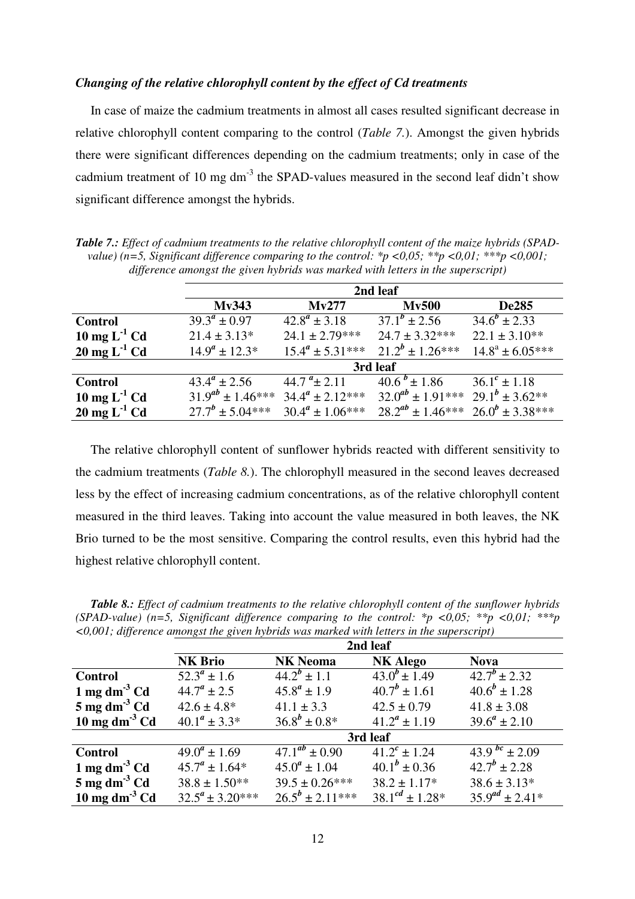### *Changing of the relative chlorophyll content by the effect of Cd treatments*

In case of maize the cadmium treatments in almost all cases resulted significant decrease in relative chlorophyll content comparing to the control (*Table 7.*). Amongst the given hybrids there were significant differences depending on the cadmium treatments; only in case of the cadmium treatment of 10 mg $dm^{-3}$ the SPAD-values measured in the second leaf didn't show significant difference amongst the hybrids.

***Table 7.:*** *Effect of cadmium treatments to the relative chlorophyll content of the maize hybrids (SPAD-value) (n=5, Significant difference comparing to the control: *p <0,05; **p <0,01; ***p <0,001; difference amongst the given hybrids was marked with letters in the superscript)*

| | **2nd leaf** | | | |
|---|---|---|---|---|
| | **Mv343** | **Mv277** | **Mv500** | **De285** |
| **Control** | $39.3^{a} \pm 0.97$ | $42.8^{a} \pm 3.18$ | $37.1^{b} \pm 2.56$ | $34.6^{b} \pm 2.33$ |
| **10 mg $L^{-1}$ Cd** | $21.4 \pm 3.13$* | $24.1 \pm 2.79$*** | $24.7 \pm 3.32$*** | $22.1 \pm 3.10$** |
| **20 mg $L^{-1}$ Cd** | $14.9^{a} \pm 12.3$* | $15.4^{a} \pm 5.31$*** | $21.2^{b} \pm 1.26$*** | $14.8^{a} \pm 6.05$*** |
| | **3rd leaf** | | | |
| **Control** | $43.4^{a} \pm 2.56$ | $44.7^{a} \pm 2.11$ | $40.6^{b} \pm 1.86$ | $36.1^{c} \pm 1.18$ |
| **10 mg $L^{-1}$ Cd** | $31.9^{ab} \pm 1.46$*** | $34.4^{a} \pm 2.12$*** | $32.0^{ab} \pm 1.91$*** | $29.1^{b} \pm 3.62$** |
| **20 mg $L^{-1}$ Cd** | $27.7^{b} \pm 5.04$*** | $30.4^{a} \pm 1.06$*** | $28.2^{ab} \pm 1.46$*** | $26.0^{b} \pm 3.38$*** |

The relative chlorophyll content of sunflower hybrids reacted with different sensitivity to the cadmium treatments (*Table 8.*). The chlorophyll measured in the second leaves decreased less by the effect of increasing cadmium concentrations, as of the relative chlorophyll content measured in the third leaves. Taking into account the value measured in both leaves, the NK Brio turned to be the most sensitive. Comparing the control results, even this hybrid had the highest relative chlorophyll content.

***Table 8.:*** *Effect of cadmium treatments to the relative chlorophyll content of the sunflower hybrids (SPAD-value) (n=5, Significant difference comparing to the control: *p <0,05; **p <0,01; ***p <0,001; difference amongst the given hybrids was marked with letters in the superscript)*

| | **2nd leaf** | | | |
|---|---|---|---|---|
| | **NK Brio** | **NK Neoma** | **NK Alego** | **Nova** |
| **Control** | $52.3^{a} \pm 1.6$ | $44.2^{b} \pm 1.1$ | $43.0^{b} \pm 1.49$ | $42.7^{b} \pm 2.32$ |
| **1 mg $dm^{-3}$ Cd** | $44.7^{a} \pm 2.5$ | $45.8^{a} \pm 1.9$ | $40.7^{b} \pm 1.61$ | $40.6^{b} \pm 1.28$ |
| **5 mg $dm^{-3}$ Cd** | $42.6 \pm 4.8$* | $41.1 \pm 3.3$ | $42.5 \pm 0.79$ | $41.8 \pm 3.08$ |
| **10 mg $dm^{-3}$ Cd** | $40.1^{a} \pm 3.3$* | $36.8^{b} \pm 0.8$* | $41.2^{a} \pm 1.19$ | $39.6^{a} \pm 2.10$ |
| | **3rd leaf** | | | |
| **Control** | $49.0^{a} \pm 1.69$ | $47.1^{ab} \pm 0.90$ | $41.2^{c} \pm 1.24$ | $43.9^{bc} \pm 2.09$ |
| **1 mg $dm^{-3}$ Cd** | $45.7^{a} \pm 1.64$* | $45.0^{a} \pm 1.04$ | $40.1^{b} \pm 0.36$ | $42.7^{b} \pm 2.28$ |
| **5 mg $dm^{-3}$ Cd** | $38.8 \pm 1.50$** | $39.5 \pm 0.26$*** | $38.2 \pm 1.17$* | $38.6 \pm 3.13$* |
| **10 mg $dm^{-3}$ Cd** | $32.5^{a} \pm 3.20$*** | $26.5^{b} \pm 2.11$*** | $38.1^{cd} \pm 1.28$* | $35.9^{ad} \pm 2.41$* |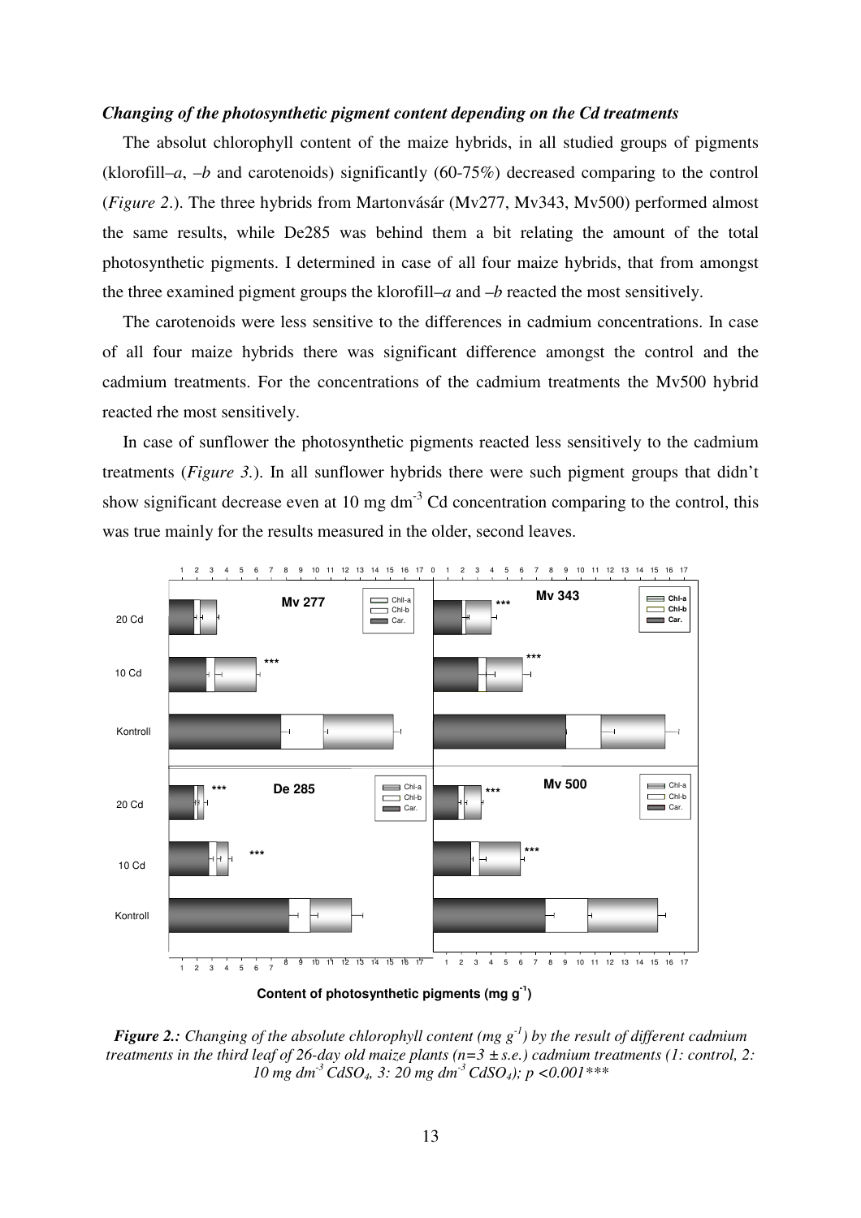***Changing of the photosynthetic pigment content depending on the Cd treatments***

The absolut chlorophyll content of the maize hybrids, in all studied groups of pigments (klorofill–*a*, –*b* and carotenoids) significantly (60-75%) decreased comparing to the control (*Figure 2.*). The three hybrids from Martonvásár (Mv277, Mv343, Mv500) performed almost the same results, while De285 was behind them a bit relating the amount of the total photosynthetic pigments. I determined in case of all four maize hybrids, that from amongst the three examined pigment groups the klorofill–*a* and –*b* reacted the most sensitively.

The carotenoids were less sensitive to the differences in cadmium concentrations. In case of all four maize hybrids there was significant difference amongst the control and the cadmium treatments. For the concentrations of the cadmium treatments the Mv500 hybrid reacted rhe most sensitively.

In case of sunflower the photosynthetic pigments reacted less sensitively to the cadmium treatments (*Figure 3.*). In all sunflower hybrids there were such pigment groups that didn't show significant decrease even at 10 mg $dm^{-3}$ Cd concentration comparing to the control, this was true mainly for the results measured in the older, second leaves.

***Figure 2.:*** *Changing of the absolute chlorophyll content (mg $g^{-1}$) by the result of different cadmium treatments in the third leaf of 26-day old maize plants (n=3 ± s.e.) cadmium treatments (1: control, 2: 10 mg $dm^{-3}$ $CdSO_4$, 3: 20 mg $dm^{-3}$ $CdSO_4$); p <0.001\*\*\**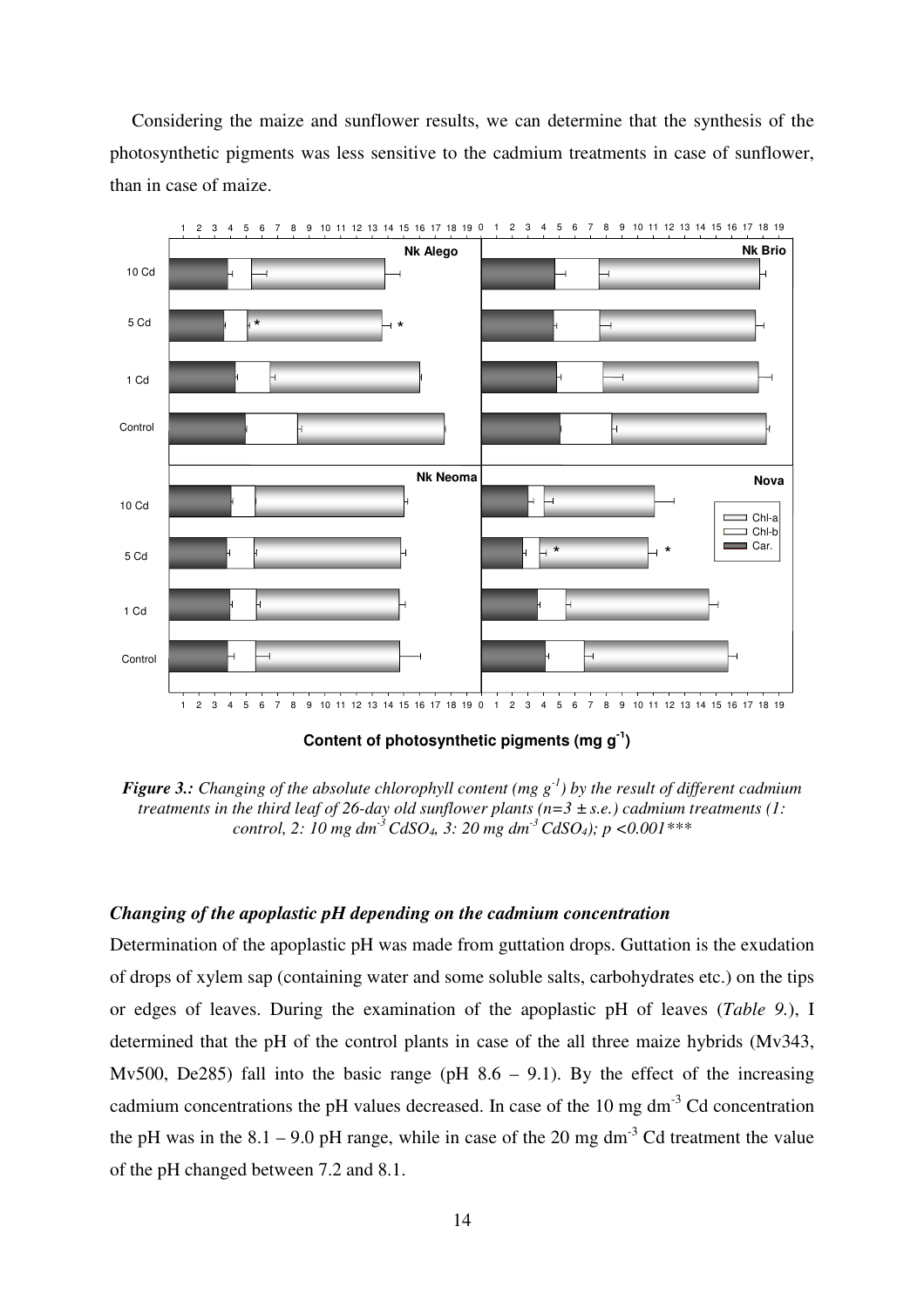Considering the maize and sunflower results, we can determine that the synthesis of the photosynthetic pigments was less sensitive to the cadmium treatments in case of sunflower, than in case of maize.

***Figure 3.:*** *Changing of the absolute chlorophyll content (mg g$^{-1}$) by the result of different cadmium treatments in the third leaf of 26-day old sunflower plants (n=3 ± s.e.) cadmium treatments (1: control, 2: 10 mg dm$^{-3}$ $CdSO_4$, 3: 20 mg dm$^{-3}$ $CdSO_4$); p <0.001\*\*\**

### *Changing of the apoplastic pH depending on the cadmium concentration*

Determination of the apoplastic pH was made from guttation drops. Guttation is the exudation of drops of xylem sap (containing water and some soluble salts, carbohydrates etc.) on the tips or edges of leaves. During the examination of the apoplastic pH of leaves (*Table 9.*), I determined that the pH of the control plants in case of the all three maize hybrids (Mv343, Mv500, De285) fall into the basic range (pH 8.6 – 9.1). By the effect of the increasing cadmium concentrations the pH values decreased. In case of the 10 mg dm$^{-3}$ Cd concentration the pH was in the 8.1 – 9.0 pH range, while in case of the 20 mg dm$^{-3}$ Cd treatment the value of the pH changed between 7.2 and 8.1.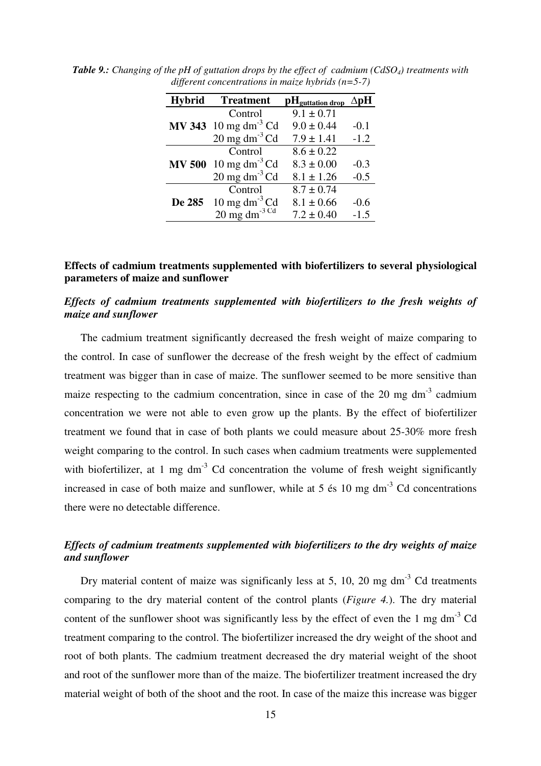*Table 9.: Changing of the pH of guttation drops by the effect of cadmium ($CdSO_4$) treatments with different concentrations in maize hybrids (n=5-7)*

| Hybrid | Treatment | $pH_{guttation\ drop}$ | $\Delta pH$ |
|---|---|---|---|
| | Control | 9.1 ± 0.71 | |
| **MV 343** | 10 mg $dm^{-3}$ Cd | 9.0 ± 0.44 | -0.1 |
| | 20 mg $dm^{-3}$ Cd | 7.9 ± 1.41 | -1.2 |
| | Control | 8.6 ± 0.22 | |
| **MV 500** | 10 mg $dm^{-3}$ Cd | 8.3 ± 0.00 | -0.3 |
| | 20 mg $dm^{-3}$ Cd | 8.1 ± 1.26 | -0.5 |
| | Control | 8.7 ± 0.74 | |
| **De 285** | 10 mg $dm^{-3}$ Cd | 8.1 ± 0.66 | -0.6 |
| | 20 mg $dm^{-3}$ Cd | 7.2 ± 0.40 | -1.5 |

### Effects of cadmium treatments supplemented with biofertilizers to several physiological parameters of maize and sunflower

#### *Effects of cadmium treatments supplemented with biofertilizers to the fresh weights of maize and sunflower*

The cadmium treatment significantly decreased the fresh weight of maize comparing to the control. In case of sunflower the decrease of the fresh weight by the effect of cadmium treatment was bigger than in case of maize. The sunflower seemed to be more sensitive than maize respecting to the cadmium concentration, since in case of the 20 mg $dm^{-3}$ cadmium concentration we were not able to even grow up the plants. By the effect of biofertilizer treatment we found that in case of both plants we could measure about 25-30% more fresh weight comparing to the control. In such cases when cadmium treatments were supplemented with biofertilizer, at 1 mg $dm^{-3}$ Cd concentration the volume of fresh weight significantly increased in case of both maize and sunflower, while at 5 és 10 mg $dm^{-3}$ Cd concentrations there were no detectable difference.

#### *Effects of cadmium treatments supplemented with biofertilizers to the dry weights of maize and sunflower*

Dry material content of maize was significanly less at 5, 10, 20 mg $dm^{-3}$ Cd treatments comparing to the dry material content of the control plants (*Figure 4.*). The dry material content of the sunflower shoot was significantly less by the effect of even the 1 mg $dm^{-3}$ Cd treatment comparing to the control. The biofertilizer increased the dry weight of the shoot and root of both plants. The cadmium treatment decreased the dry material weight of the shoot and root of the sunflower more than of the maize. The biofertilizer treatment increased the dry material weight of both of the shoot and the root. In case of the maize this increase was bigger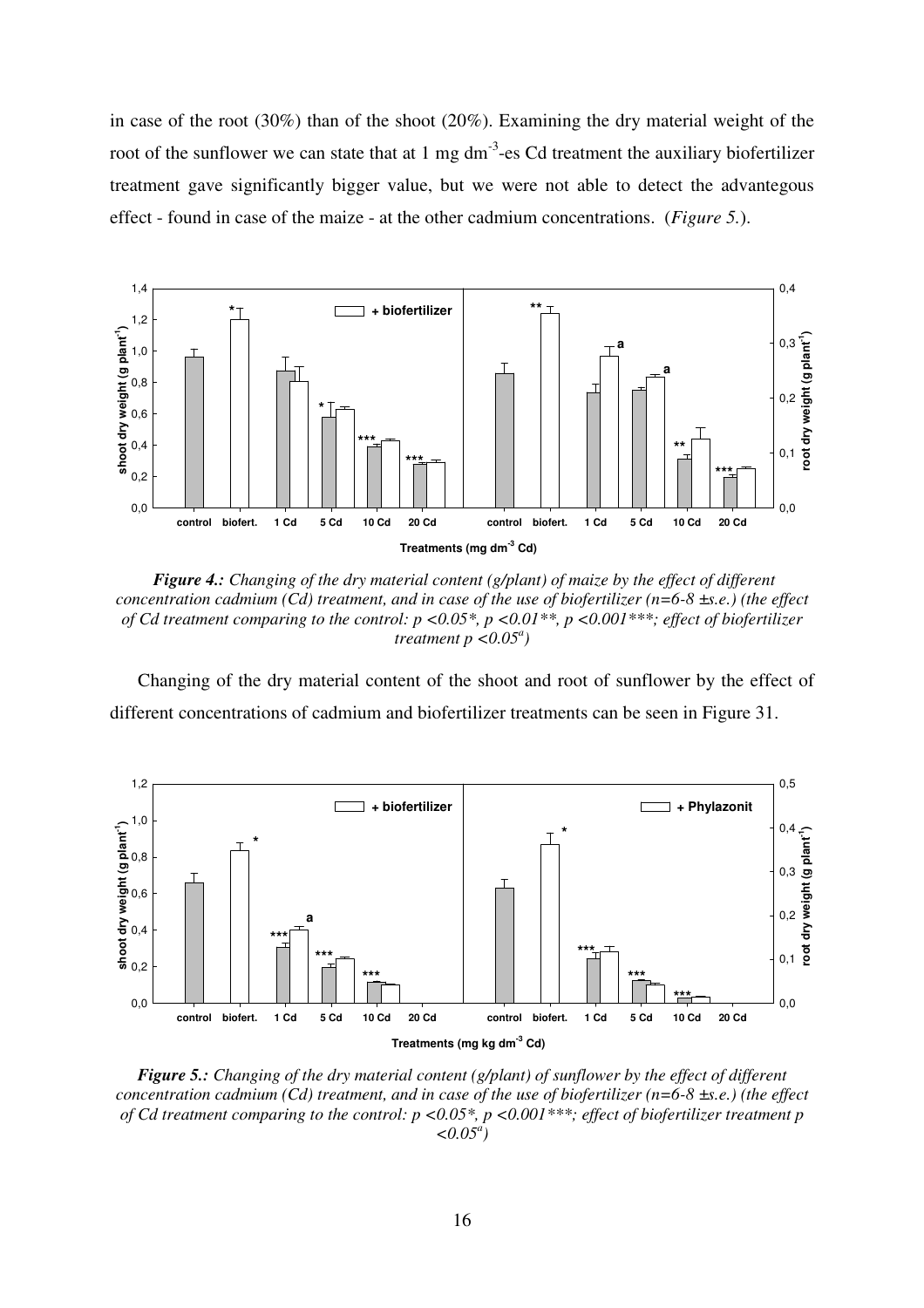in case of the root (30%) than of the shoot (20%). Examining the dry material weight of the root of the sunflower we can state that at 1 mg dm$^{-3}$-es Cd treatment the auxiliary biofertilizer treatment gave significantly bigger value, but we were not able to detect the advantegous effect - found in case of the maize - at the other cadmium concentrations. (*Figure 5.*).

***Figure 4.:*** *Changing of the dry material content (g/plant) of maize by the effect of different concentration cadmium (Cd) treatment, and in case of the use of biofertilizer (n=6-8 ±s.e.) (the effect of Cd treatment comparing to the control: p <0.05*, p <0.01**, p <0.001***; effect of biofertilizer treatment p <0.05$^a$)*

Changing of the dry material content of the shoot and root of sunflower by the effect of different concentrations of cadmium and biofertilizer treatments can be seen in Figure 31.

***Figure 5.:*** *Changing of the dry material content (g/plant) of sunflower by the effect of different concentration cadmium (Cd) treatment, and in case of the use of biofertilizer (n=6-8 ±s.e.) (the effect of Cd treatment comparing to the control: p <0.05*, p <0.001***; effect of biofertilizer treatment p <0.05$^a$)*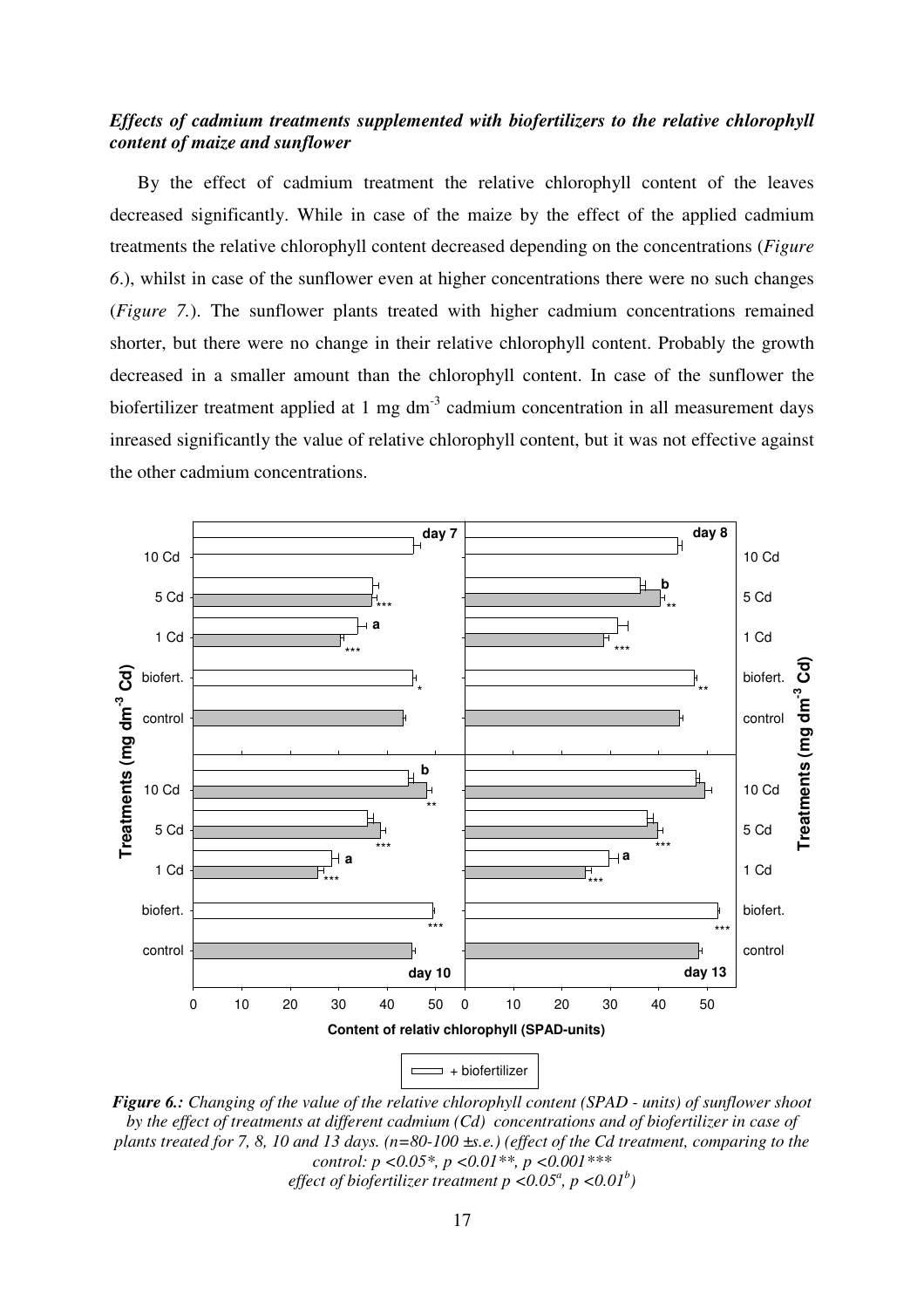***Effects of cadmium treatments supplemented with biofertilizers to the relative chlorophyll content of maize and sunflower***

By the effect of cadmium treatment the relative chlorophyll content of the leaves decreased significantly. While in case of the maize by the effect of the applied cadmium treatments the relative chlorophyll content decreased depending on the concentrations (*Figure 6.*), whilst in case of the sunflower even at higher concentrations there were no such changes (*Figure 7.*). The sunflower plants treated with higher cadmium concentrations remained shorter, but there were no change in their relative chlorophyll content. Probably the growth decreased in a smaller amount than the chlorophyll content. In case of the sunflower the biofertilizer treatment applied at 1 mg $dm^{-3}$ cadmium concentration in all measurement days inreased significantly the value of relative chlorophyll content, but it was not effective against the other cadmium concentrations.

***Figure 6.:*** *Changing of the value of the relative chlorophyll content (SPAD - units) of sunflower shoot by the effect of treatments at different cadmium (Cd) concentrations and of biofertilizer in case of plants treated for 7, 8, 10 and 13 days. (n=80-100 ±s.e.) (effect of the Cd treatment, comparing to the control: $p < 0.05$\*, $p < 0.01$\*\*, $p < 0.001$\*\*\* effect of biofertilizer treatment $p < 0.05^{a}$, $p < 0.01^{b}$)*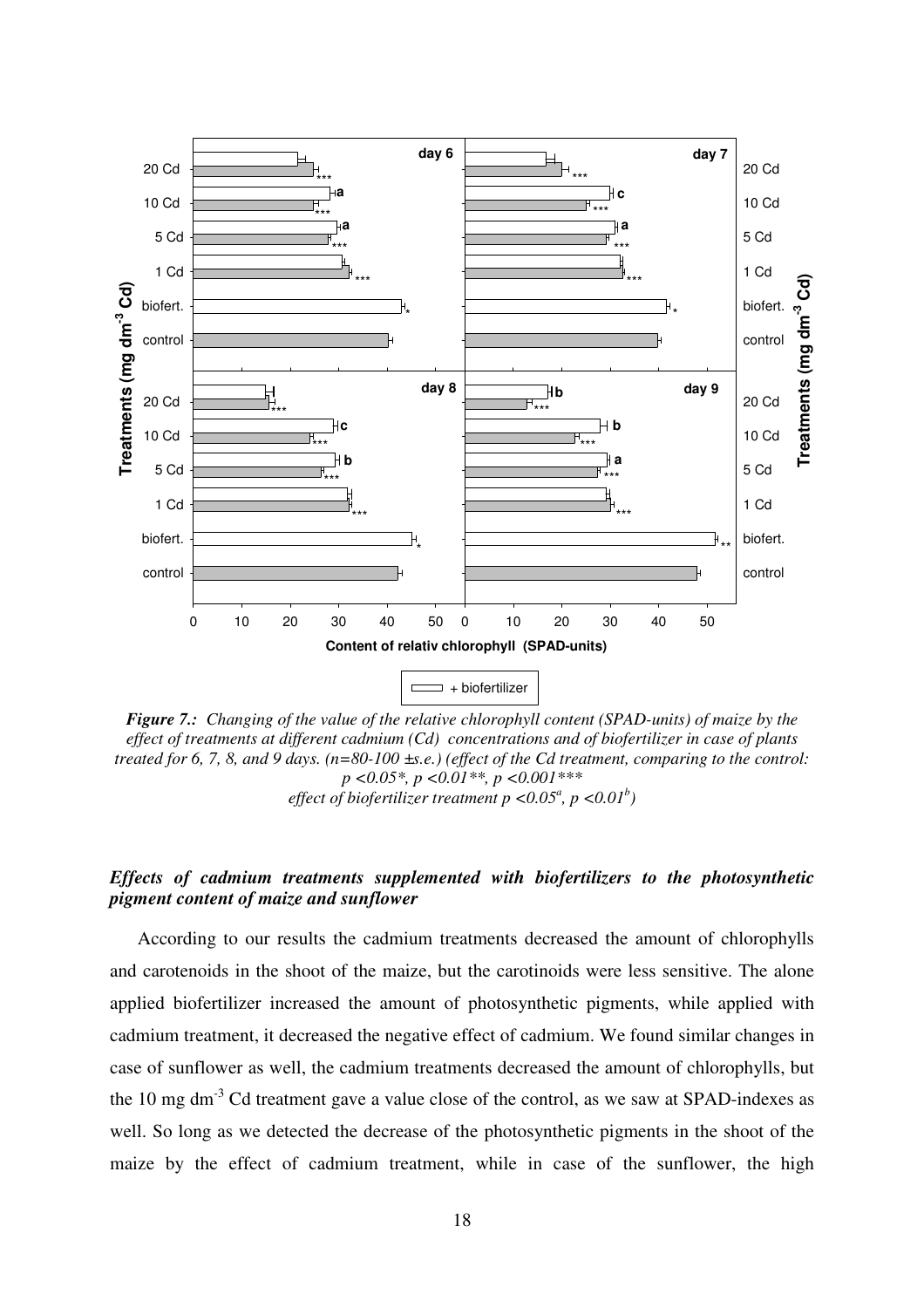*Figure 7.: Changing of the value of the relative chlorophyll content (SPAD-units) of maize by the effect of treatments at different cadmium (Cd) concentrations and of biofertilizer in case of plants treated for 6, 7, 8, and 9 days. (n=80-100 ±s.e.) (effect of the Cd treatment, comparing to the control: $p < 0.05$*, $p < 0.01$**, $p < 0.001$***
effect of biofertilizer treatment $p < 0.05^{a}$, $p < 0.01^{b}$)*

### *Effects of cadmium treatments supplemented with biofertilizers to the photosynthetic pigment content of maize and sunflower*

According to our results the cadmium treatments decreased the amount of chlorophylls and carotenoids in the shoot of the maize, but the carotinoids were less sensitive. The alone applied biofertilizer increased the amount of photosynthetic pigments, while applied with cadmium treatment, it decreased the negative effect of cadmium. We found similar changes in case of sunflower as well, the cadmium treatments decreased the amount of chlorophylls, but the 10 mg $dm^{-3}$ Cd treatment gave a value close of the control, as we saw at SPAD-indexes as well. So long as we detected the decrease of the photosynthetic pigments in the shoot of the maize by the effect of cadmium treatment, while in case of the sunflower, the high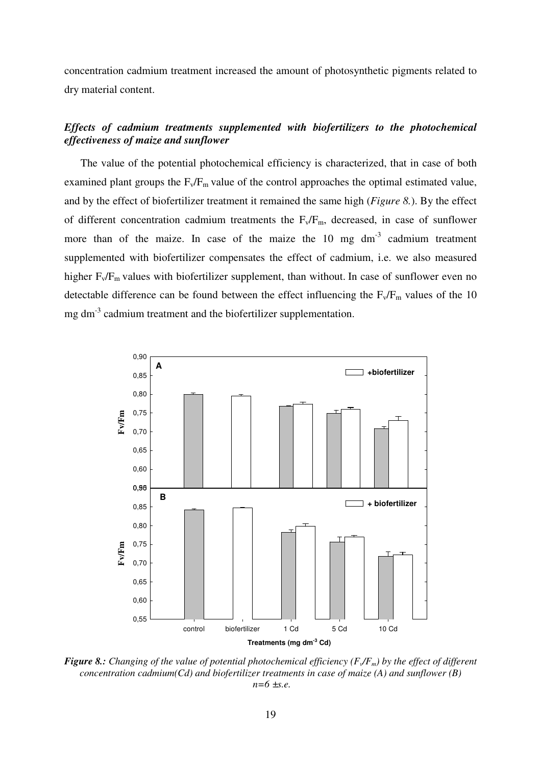concentration cadmium treatment increased the amount of photosynthetic pigments related to dry material content.

### *Effects of cadmium treatments supplemented with biofertilizers to the photochemical effectiveness of maize and sunflower*

The value of the potential photochemical efficiency is characterized, that in case of both examined plant groups the $F_v/F_m$ value of the control approaches the optimal estimated value, and by the effect of biofertilizer treatment it remained the same high (*Figure 8.*). By the effect of different concentration cadmium treatments the $F_v/F_m$, decreased, in case of sunflower more than of the maize. In case of the maize the 10 mg $dm^{-3}$ cadmium treatment supplemented with biofertilizer compensates the effect of cadmium, i.e. we also measured higher $F_v/F_m$ values with biofertilizer supplement, than without. In case of sunflower even no detectable difference can be found between the effect influencing the $F_v/F_m$ values of the 10 mg $dm^{-3}$ cadmium treatment and the biofertilizer supplementation.

***Figure 8.:** Changing of the value of potential photochemical efficiency ($F_v/F_m$) by the effect of different concentration cadmium(Cd) and biofertilizer treatments in case of maize (A) and sunflower (B)*
*n=6 ±s.e.*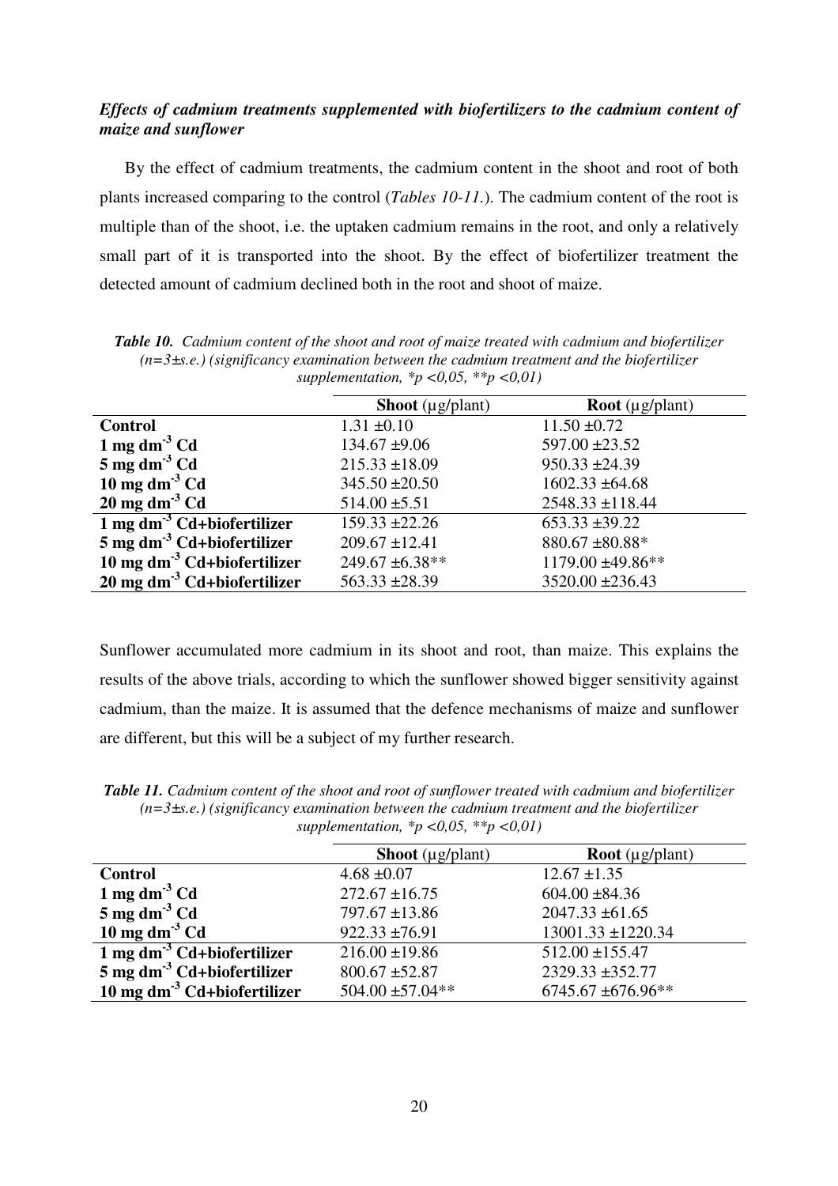***Effects of cadmium treatments supplemented with biofertilizers to the cadmium content of maize and sunflower***

By the effect of cadmium treatments, the cadmium content in the shoot and root of both plants increased comparing to the control (*Tables 10-11.*). The cadmium content of the root is multiple than of the shoot, i.e. the uptaken cadmium remains in the root, and only a relatively small part of it is transported into the shoot. By the effect of biofertilizer treatment the detected amount of cadmium declined both in the root and shoot of maize.

***Table 10.*** *Cadmium content of the shoot and root of maize treated with cadmium and biofertilizer ($n=3$±s.e.) (significancy examination between the cadmium treatment and the biofertilizer supplementation, \*$p<0,05$, \*\*$p<0,01$)*

| | **Shoot** (µg/plant) | **Root** (µg/plant) |
|---|---|---|
| **Control** | 1.31 ±0.10 | 11.50 ±0.72 |
| **1 mg dm$^{-3}$ Cd** | 134.67 ±9.06 | 597.00 ±23.52 |
| **5 mg dm$^{-3}$ Cd** | 215.33 ±18.09 | 950.33 ±24.39 |
| **10 mg dm$^{-3}$ Cd** | 345.50 ±20.50 | 1602.33 ±64.68 |
| **20 mg dm$^{-3}$ Cd** | 514.00 ±5.51 | 2548.33 ±118.44 |
| **1 mg dm$^{-3}$ Cd+biofertilizer** | 159.33 ±22.26 | 653.33 ±39.22 |
| **5 mg dm$^{-3}$ Cd+biofertilizer** | 209.67 ±12.41 | 880.67 ±80.88* |
| **10 mg dm$^{-3}$ Cd+biofertilizer** | 249.67 ±6.38** | 1179.00 ±49.86** |
| **20 mg dm$^{-3}$ Cd+biofertilizer** | 563.33 ±28.39 | 3520.00 ±236.43 |

Sunflower accumulated more cadmium in its shoot and root, than maize. This explains the results of the above trials, according to which the sunflower showed bigger sensitivity against cadmium, than the maize. It is assumed that the defence mechanisms of maize and sunflower are different, but this will be a subject of my further research.

***Table 11.*** *Cadmium content of the shoot and root of sunflower treated with cadmium and biofertilizer ($n=3$±s.e.) (significancy examination between the cadmium treatment and the biofertilizer supplementation, \*$p<0,05$, \*\*$p<0,01$)*

| | **Shoot** (µg/plant) | **Root** (µg/plant) |
|---|---|---|
| **Control** | 4.68 ±0.07 | 12.67 ±1.35 |
| **1 mg dm$^{-3}$ Cd** | 272.67 ±16.75 | 604.00 ±84.36 |
| **5 mg dm$^{-3}$ Cd** | 797.67 ±13.86 | 2047.33 ±61.65 |
| **10 mg dm$^{-3}$ Cd** | 922.33 ±76.91 | 13001.33 ±1220.34 |
| **1 mg dm$^{-3}$ Cd+biofertilizer** | 216.00 ±19.86 | 512.00 ±155.47 |
| **5 mg dm$^{-3}$ Cd+biofertilizer** | 800.67 ±52.87 | 2329.33 ±352.77 |
| **10 mg dm$^{-3}$ Cd+biofertilizer** | 504.00 ±57.04** | 6745.67 ±676.96** |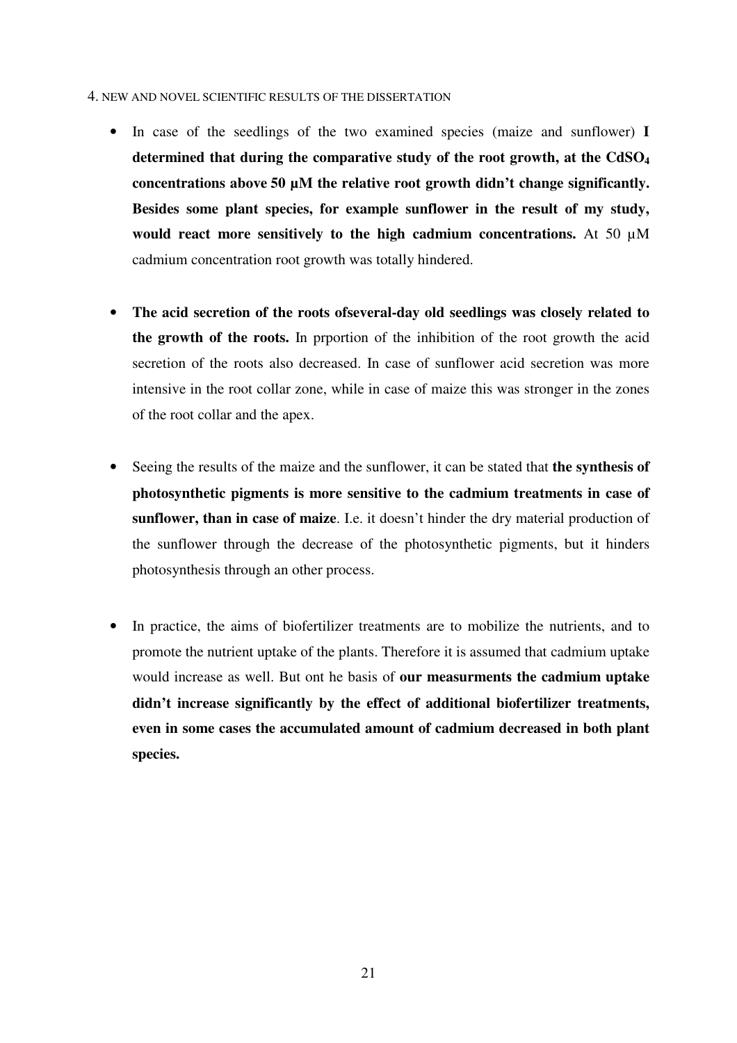## 4. NEW AND NOVEL SCIENTIFIC RESULTS OF THE DISSERTATION

- In case of the seedlings of the two examined species (maize and sunflower) **I determined that during the comparative study of the root growth, at the $CdSO_4$ concentrations above 50 µM the relative root growth didn't change significantly. Besides some plant species, for example sunflower in the result of my study, would react more sensitively to the high cadmium concentrations.** At 50 µM cadmium concentration root growth was totally hindered.

- **The acid secretion of the roots ofseveral-day old seedlings was closely related to the growth of the roots.** In prportion of the inhibition of the root growth the acid secretion of the roots also decreased. In case of sunflower acid secretion was more intensive in the root collar zone, while in case of maize this was stronger in the zones of the root collar and the apex.

- Seeing the results of the maize and the sunflower, it can be stated that **the synthesis of photosynthetic pigments is more sensitive to the cadmium treatments in case of sunflower, than in case of maize**. I.e. it doesn't hinder the dry material production of the sunflower through the decrease of the photosynthetic pigments, but it hinders photosynthesis through an other process.

- In practice, the aims of biofertilizer treatments are to mobilize the nutrients, and to promote the nutrient uptake of the plants. Therefore it is assumed that cadmium uptake would increase as well. But ont he basis of **our measurments the cadmium uptake didn't increase significantly by the effect of additional biofertilizer treatments, even in some cases the accumulated amount of cadmium decreased in both plant species.**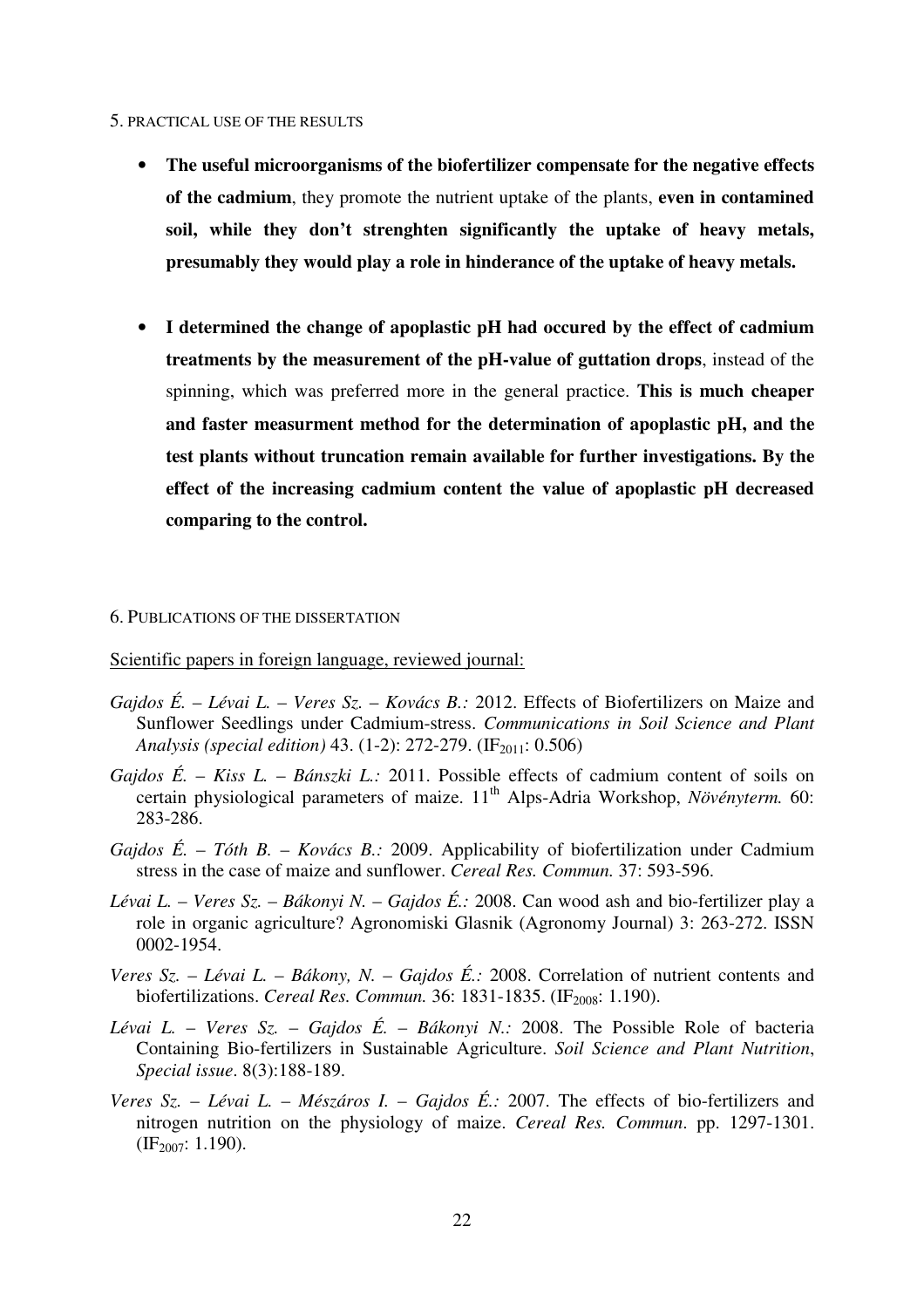## 5. Practical use of the results

- **The useful microorganisms of the biofertilizer compensate for the negative effects of the cadmium**, they promote the nutrient uptake of the plants, **even in contamined soil, while they don't strenghten significantly the uptake of heavy metals, presumably they would play a role in hinderance of the uptake of heavy metals.**

- **I determined the change of apoplastic pH had occured by the effect of cadmium treatments by the measurement of the pH-value of guttation drops**, instead of the spinning, which was preferred more in the general practice. **This is much cheaper and faster measurment method for the determination of apoplastic pH, and the test plants without truncation remain available for further investigations. By the effect of the increasing cadmium content the value of apoplastic pH decreased comparing to the control.**

## 6. Publications of the dissertation

Scientific papers in foreign language, reviewed journal:

*Gajdos É. – Lévai L. – Veres Sz. – Kovács B.:* 2012. Effects of Biofertilizers on Maize and Sunflower Seedlings under Cadmium-stress. *Communications in Soil Science and Plant Analysis (special edition)* 43. (1-2): 272-279. ($IF_{2011}$: 0.506)

*Gajdos É. – Kiss L. – Bánszki L.:* 2011. Possible effects of cadmium content of soils on certain physiological parameters of maize. 11th Alps-Adria Workshop, *Növényterm.* 60: 283-286.

*Gajdos É. – Tóth B. – Kovács B.:* 2009. Applicability of biofertilization under Cadmium stress in the case of maize and sunflower. *Cereal Res. Commun.* 37: 593-596.

*Lévai L. – Veres Sz. – Bákonyi N. – Gajdos É.:* 2008. Can wood ash and bio-fertilizer play a role in organic agriculture? Agronomiski Glasnik (Agronomy Journal) 3: 263-272. ISSN 0002-1954.

*Veres Sz. – Lévai L. – Bákony, N. – Gajdos É.:* 2008. Correlation of nutrient contents and biofertilizations. *Cereal Res. Commun.* 36: 1831-1835. ($IF_{2008}$: 1.190).

*Lévai L. – Veres Sz. – Gajdos É. – Bákonyi N.:* 2008. The Possible Role of bacteria Containing Bio-fertilizers in Sustainable Agriculture. *Soil Science and Plant Nutrition*, *Special issue*. 8(3):188-189.

*Veres Sz. – Lévai L. – Mészáros I. – Gajdos É.:* 2007. The effects of bio-fertilizers and nitrogen nutrition on the physiology of maize. *Cereal Res. Commun*. pp. 1297-1301. ($IF_{2007}$: 1.190).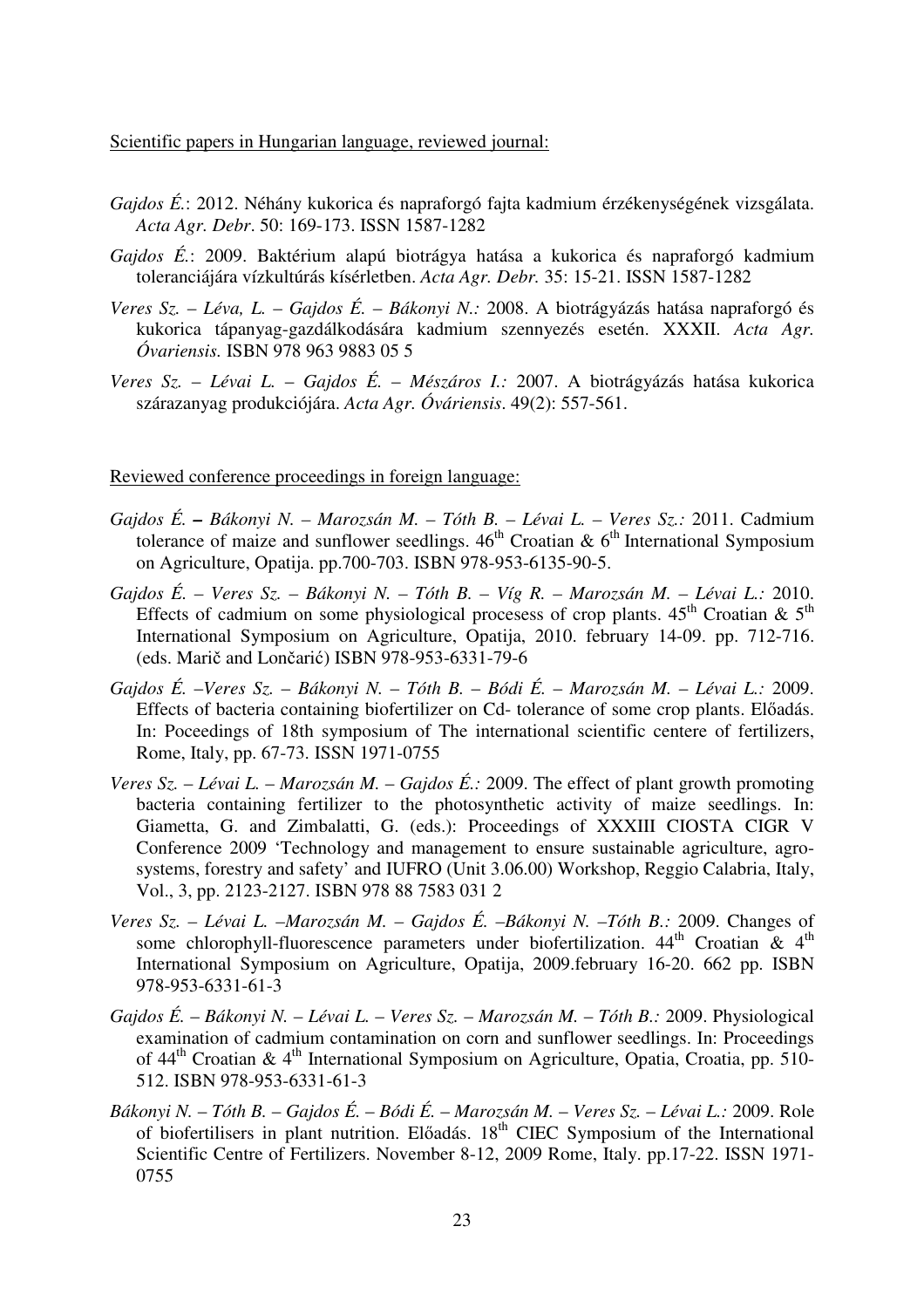Scientific papers in Hungarian language, reviewed journal:

*Gajdos É.*: 2012. Néhány kukorica és napraforgó fajta kadmium érzékenységének vizsgálata. *Acta Agr. Debr*. 50: 169-173. ISSN 1587-1282

*Gajdos É.*: 2009. Baktérium alapú biotrágya hatása a kukorica és napraforgó kadmium toleranciájára vízkultúrás kísérletben. *Acta Agr. Debr.* 35: 15-21. ISSN 1587-1282

*Veres Sz. – Léva, L. – Gajdos É. – Bákonyi N.:* 2008. A biotrágyázás hatása napraforgó és kukorica tápanyag-gazdálkodására kadmium szennyezés esetén. XXXII. *Acta Agr. Óvariensis.* ISBN 978 963 9883 05 5

*Veres Sz. – Lévai L. – Gajdos É. – Mészáros I.:* 2007. A biotrágyázás hatása kukorica szárazanyag produkciójára. *Acta Agr. Óváriensis*. 49(2): 557-561.

Reviewed conference proceedings in foreign language:

*Gajdos É. – Bákonyi N. – Marozsán M. – Tóth B. – Lévai L. – Veres Sz.:* 2011. Cadmium tolerance of maize and sunflower seedlings. 46th Croatian & 6th International Symposium on Agriculture, Opatija. pp.700-703. ISBN 978-953-6135-90-5.

*Gajdos É. – Veres Sz. – Bákonyi N. – Tóth B. – Víg R. – Marozsán M. – Lévai L.:* 2010. Effects of cadmium on some physiological procesess of crop plants. 45th Croatian & 5th International Symposium on Agriculture, Opatija, 2010. february 14-09. pp. 712-716. (eds. Marič and Lončarić) ISBN 978-953-6331-79-6

*Gajdos É. –Veres Sz. – Bákonyi N. – Tóth B. – Bódi É. – Marozsán M. – Lévai L.:* 2009. Effects of bacteria containing biofertilizer on Cd- tolerance of some crop plants. Előadás. In: Poceedings of 18th symposium of The international scientific centere of fertilizers, Rome, Italy, pp. 67-73. ISSN 1971-0755

*Veres Sz. – Lévai L. – Marozsán M. – Gajdos É.:* 2009. The effect of plant growth promoting bacteria containing fertilizer to the photosynthetic activity of maize seedlings. In: Giametta, G. and Zimbalatti, G. (eds.): Proceedings of XXXIII CIOSTA CIGR V Conference 2009 'Technology and management to ensure sustainable agriculture, agro-systems, forestry and safety' and IUFRO (Unit 3.06.00) Workshop, Reggio Calabria, Italy, Vol., 3, pp. 2123-2127. ISBN 978 88 7583 031 2

*Veres Sz. – Lévai L. –Marozsán M. – Gajdos É. –Bákonyi N. –Tóth B.:* 2009. Changes of some chlorophyll-fluorescence parameters under biofertilization. 44th Croatian & 4th International Symposium on Agriculture, Opatija, 2009.february 16-20. 662 pp. ISBN 978-953-6331-61-3

*Gajdos É. – Bákonyi N. – Lévai L. – Veres Sz. – Marozsán M. – Tóth B.:* 2009. Physiological examination of cadmium contamination on corn and sunflower seedlings. In: Proceedings of 44th Croatian & 4th International Symposium on Agriculture, Opatia, Croatia, pp. 510-512. ISBN 978-953-6331-61-3

*Bákonyi N. – Tóth B. – Gajdos É. – Bódi É. – Marozsán M. – Veres Sz. – Lévai L.:* 2009. Role of biofertilisers in plant nutrition. Előadás. 18th CIEC Symposium of the International Scientific Centre of Fertilizers. November 8-12, 2009 Rome, Italy. pp.17-22. ISSN 1971-0755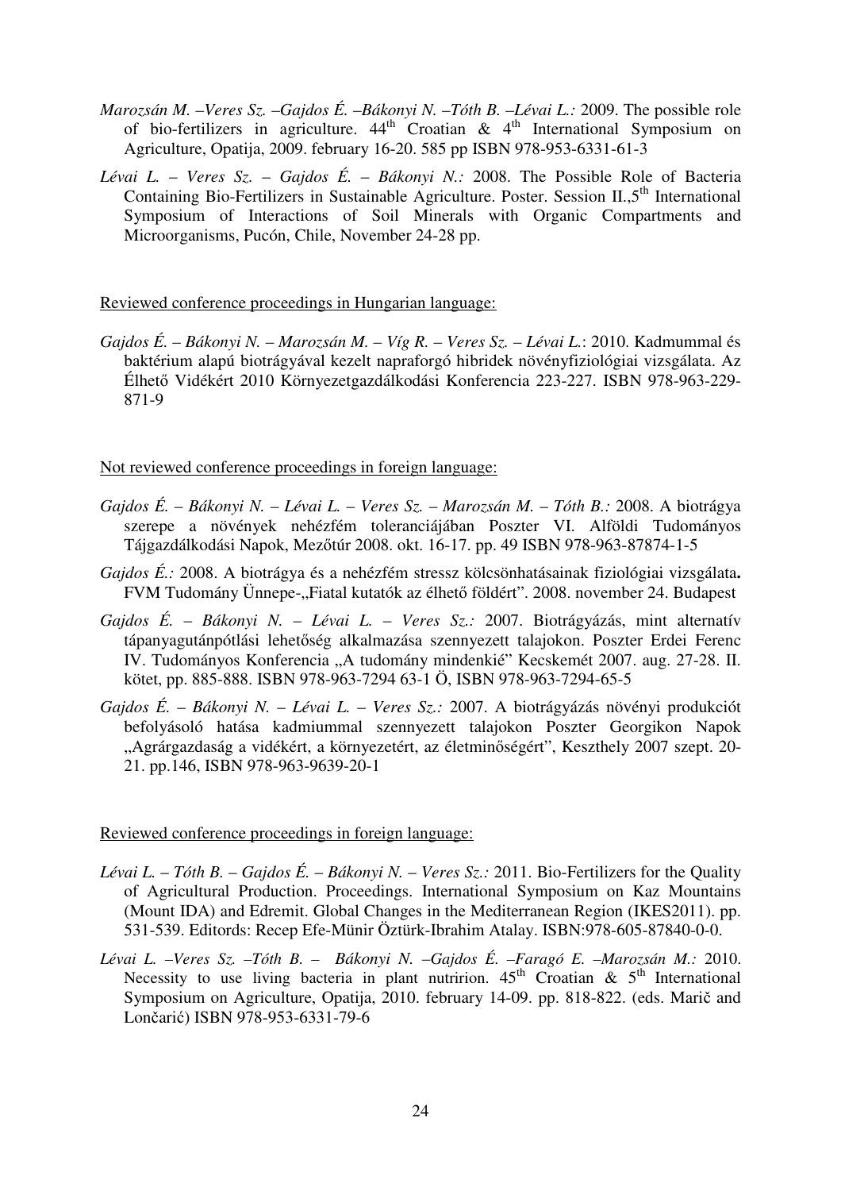*Marozsán M. –Veres Sz. –Gajdos É. –Bákonyi N. –Tóth B. –Lévai L.:* 2009. The possible role of bio-fertilizers in agriculture. 44th Croatian & 4th International Symposium on Agriculture, Opatija, 2009. february 16-20. 585 pp ISBN 978-953-6331-61-3

*Lévai L. – Veres Sz. – Gajdos É. – Bákonyi N.:* 2008. The Possible Role of Bacteria Containing Bio-Fertilizers in Sustainable Agriculture. Poster. Session II.,5th International Symposium of Interactions of Soil Minerals with Organic Compartments and Microorganisms, Pucón, Chile, November 24-28 pp.

Reviewed conference proceedings in Hungarian language:

*Gajdos É. – Bákonyi N. – Marozsán M. – Víg R. – Veres Sz. – Lévai L.*: 2010. Kadmummal és baktérium alapú biotrágyával kezelt napraforgó hibridek növényfiziológiai vizsgálata. Az Élhető Vidékért 2010 Környezetgazdálkodási Konferencia 223-227. ISBN 978-963-229-871-9

Not reviewed conference proceedings in foreign language:

*Gajdos É. – Bákonyi N. – Lévai L. – Veres Sz. – Marozsán M. – Tóth B.:* 2008. A biotrágya szerepe a növények nehézfém toleranciájában Poszter VI. Alföldi Tudományos Tájgazdálkodási Napok, Mezőtúr 2008. okt. 16-17. pp. 49 ISBN 978-963-87874-1-5

*Gajdos É.:* 2008. A biotrágya és a nehézfém stressz kölcsönhatásainak fiziológiai vizsgálata**.** FVM Tudomány Ünnepe-„Fiatal kutatók az élhető földért". 2008. november 24. Budapest

*Gajdos É. – Bákonyi N. – Lévai L. – Veres Sz.:* 2007. Biotrágyázás, mint alternatív tápanyagutánpótlási lehetőség alkalmazása szennyezett talajokon. Poszter Erdei Ferenc IV. Tudományos Konferencia „A tudomány mindenkié" Kecskemét 2007. aug. 27-28. II. kötet, pp. 885-888. ISBN 978-963-7294 63-1 Ö, ISBN 978-963-7294-65-5

*Gajdos É. – Bákonyi N. – Lévai L. – Veres Sz.:* 2007. A biotrágyázás növényi produkciót befolyásoló hatása kadmiummal szennyezett talajokon Poszter Georgikon Napok „Agrárgazdaság a vidékért, a környezetért, az életminőségért", Keszthely 2007 szept. 20-21. pp.146, ISBN 978-963-9639-20-1

Reviewed conference proceedings in foreign language:

*Lévai L. – Tóth B. – Gajdos É. – Bákonyi N. – Veres Sz.:* 2011. Bio-Fertilizers for the Quality of Agricultural Production. Proceedings. International Symposium on Kaz Mountains (Mount IDA) and Edremit. Global Changes in the Mediterranean Region (IKES2011). pp. 531-539. Editords: Recep Efe-Münir Öztürk-Ibrahim Atalay. ISBN:978-605-87840-0-0.

*Lévai L. –Veres Sz. –Tóth B. – Bákonyi N. –Gajdos É. –Faragó E. –Marozsán M.:* 2010. Necessity to use living bacteria in plant nutririon. 45th Croatian & 5th International Symposium on Agriculture, Opatija, 2010. february 14-09. pp. 818-822. (eds. Marič and Lončarić) ISBN 978-953-6331-79-6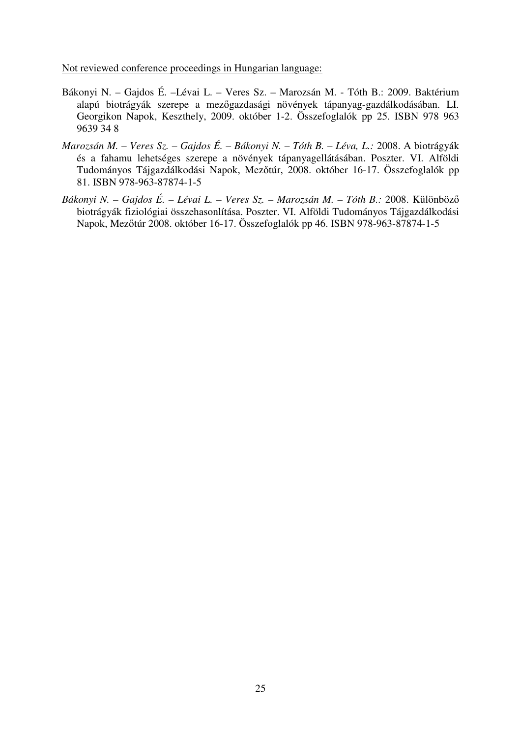<u>Not reviewed conference proceedings in Hungarian language:</u>

Bákonyi N. – Gajdos É. –Lévai L. – Veres Sz. – Marozsán M. - Tóth B.: 2009. Baktérium alapú biotrágyák szerepe a mezőgazdasági növények tápanyag-gazdálkodásában. LI. Georgikon Napok, Keszthely, 2009. október 1-2. Összefoglalók pp 25. ISBN 978 963 9639 34 8

*Marozsán M. – Veres Sz. – Gajdos É. – Bákonyi N. – Tóth B. – Léva, L.:* 2008. A biotrágyák és a fahamu lehetséges szerepe a növények tápanyagellátásában. Poszter. VI. Alföldi Tudományos Tájgazdálkodási Napok, Mezőtúr, 2008. október 16-17. Összefoglalók pp 81. ISBN 978-963-87874-1-5

*Bákonyi N. – Gajdos É. – Lévai L. – Veres Sz. – Marozsán M. – Tóth B.:* 2008. Különböző biotrágyák fiziológiai összehasonlítása. Poszter. VI. Alföldi Tudományos Tájgazdálkodási Napok, Mezőtúr 2008. október 16-17. Összefoglalók pp 46. ISBN 978-963-87874-1-5